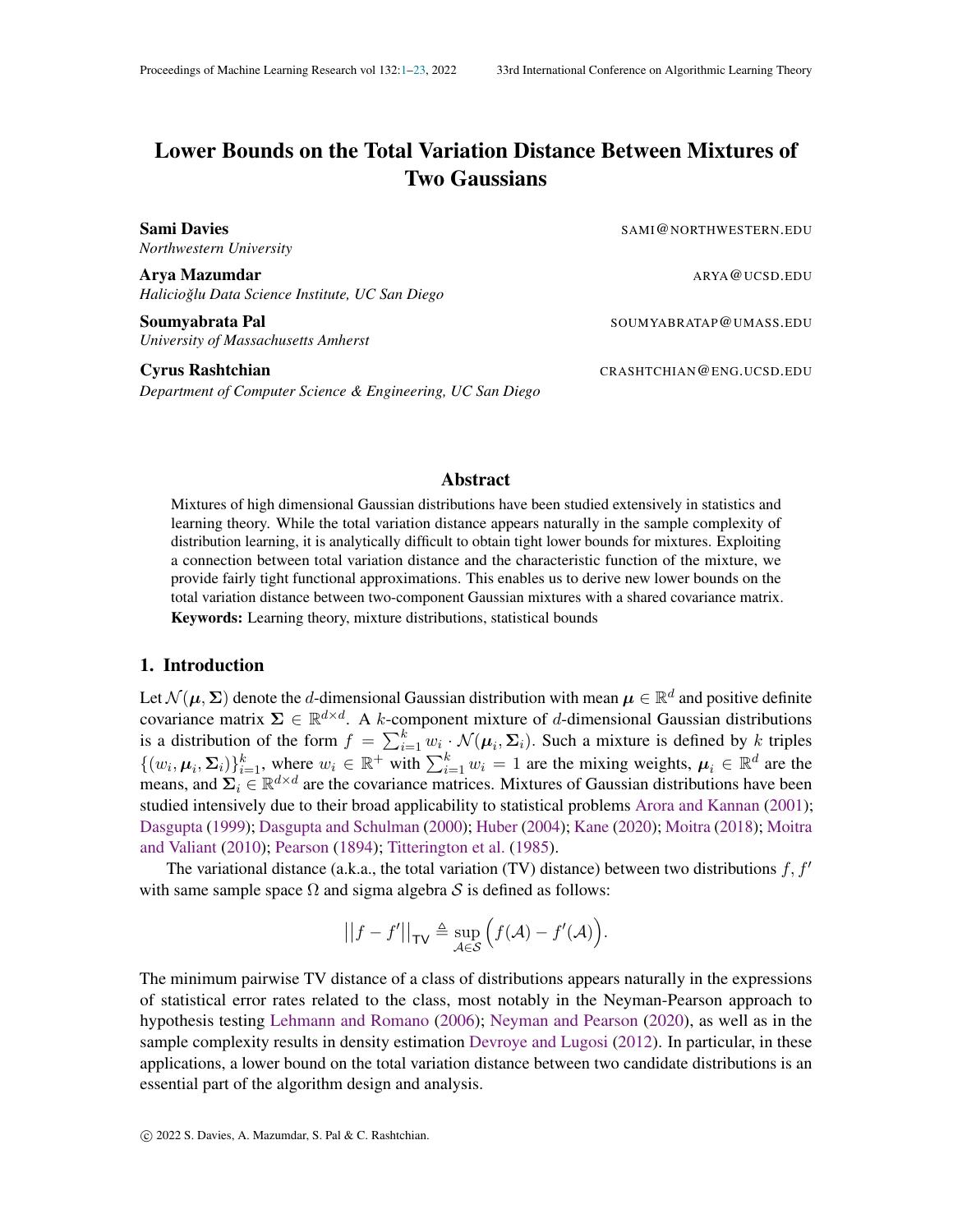# Lower Bounds on the Total Variation Distance Between Mixtures of Two Gaussians

**Sami Davies** SAMI@NORTHWESTERN.EDU
*Northwestern University*

**Arya Mazumdar** ARYA@UCSD.EDU
*Halıcıoğlu Data Science Institute, UC San Diego*

**Soumyabrata Pal** SOUMYABRATAP@UMASS.EDU
*University of Massachusetts Amherst*

**Cyrus Rashtchian** CRASHTCHIAN@ENG.UCSD.EDU
*Department of Computer Science & Engineering, UC San Diego*

## Abstract

Mixtures of high dimensional Gaussian distributions have been studied extensively in statistics and learning theory. While the total variation distance appears naturally in the sample complexity of distribution learning, it is analytically difficult to obtain tight lower bounds for mixtures. Exploiting a connection between total variation distance and the characteristic function of the mixture, we provide fairly tight functional approximations. This enables us to derive new lower bounds on the total variation distance between two-component Gaussian mixtures with a shared covariance matrix.

**Keywords:** Learning theory, mixture distributions, statistical bounds

## 1. Introduction

Let $\mathcal{N}(\boldsymbol{\mu}, \boldsymbol{\Sigma})$ denote the $d$-dimensional Gaussian distribution with mean $\boldsymbol{\mu} \in \mathbb{R}^d$ and positive definite covariance matrix $\boldsymbol{\Sigma} \in \mathbb{R}^{d\times d}$. A $k$-component mixture of $d$-dimensional Gaussian distributions is a distribution of the form $f = \sum_{i=1}^{k} w_i \cdot \mathcal{N}(\boldsymbol{\mu}_i, \boldsymbol{\Sigma}_i)$. Such a mixture is defined by $k$ triples $\{(w_i, \boldsymbol{\mu}_i, \boldsymbol{\Sigma}_i)\}_{i=1}^{k}$, where $w_i \in \mathbb{R}^+$ with $\sum_{i=1}^{k} w_i = 1$ are the mixing weights, $\boldsymbol{\mu}_i \in \mathbb{R}^d$ are the means, and $\boldsymbol{\Sigma}_i \in \mathbb{R}^{d\times d}$ are the covariance matrices. Mixtures of Gaussian distributions have been studied intensively due to their broad applicability to statistical problems Arora and Kannan (2001); Dasgupta (1999); Dasgupta and Schulman (2000); Huber (2004); Kane (2020); Moitra (2018); Moitra and Valiant (2010); Pearson (1894); Titterington et al. (1985).

The variational distance (a.k.a., the total variation (TV) distance) between two distributions $f, f'$ with same sample space $\Omega$ and sigma algebra $\mathcal{S}$ is defined as follows:

$$\left|\left|f - f'\right|\right|_{\mathsf{TV}} \triangleq \sup_{\mathcal{A}\in\mathcal{S}} \Big(f(\mathcal{A}) - f'(\mathcal{A})\Big).$$

The minimum pairwise TV distance of a class of distributions appears naturally in the expressions of statistical error rates related to the class, most notably in the Neyman-Pearson approach to hypothesis testing Lehmann and Romano (2006); Neyman and Pearson (2020), as well as in the sample complexity results in density estimation Devroye and Lugosi (2012). In particular, in these applications, a lower bound on the total variation distance between two candidate distributions is an essential part of the algorithm design and analysis.

© 2022 S. Davies, A. Mazumdar, S. Pal & C. Rashtchian.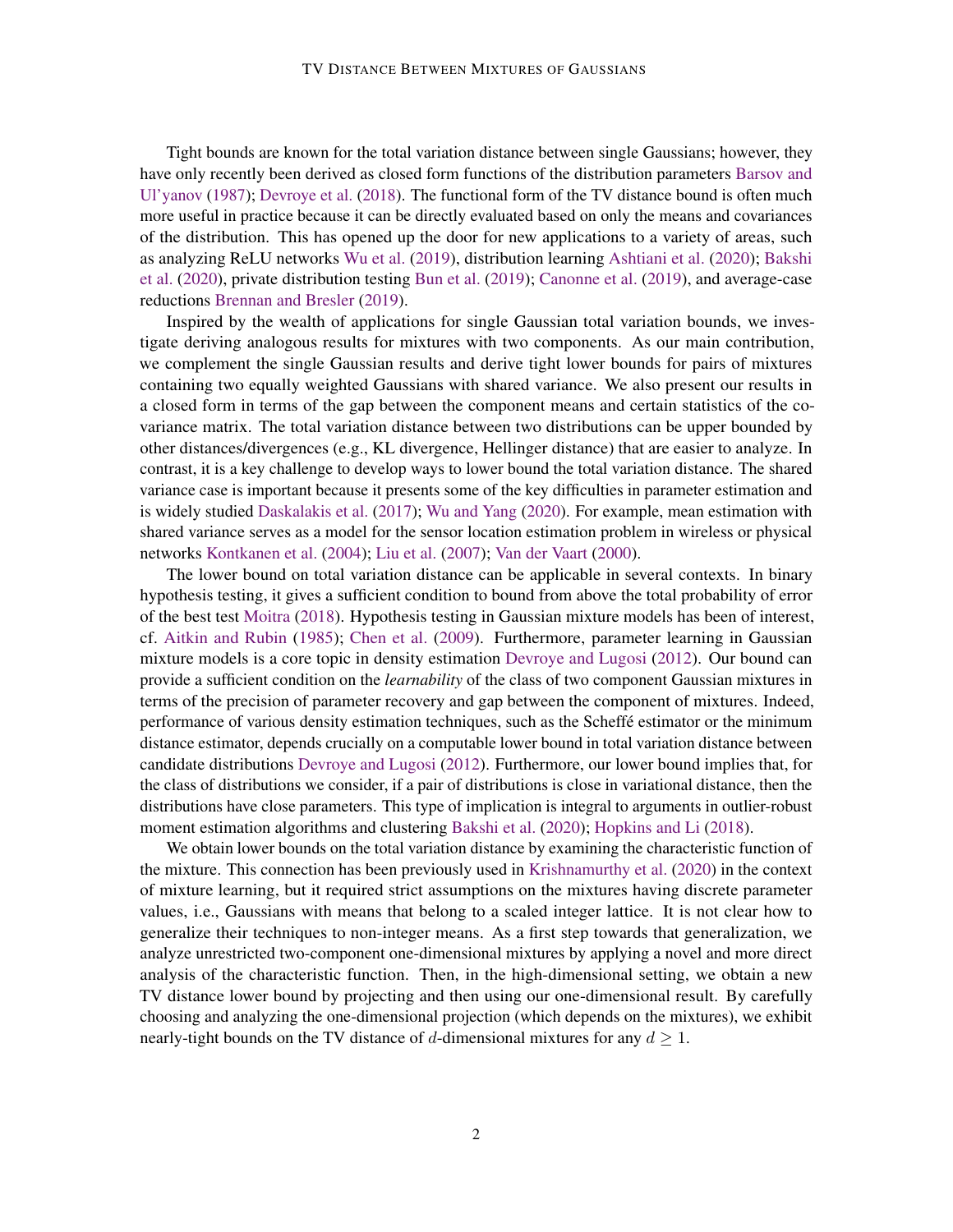Tight bounds are known for the total variation distance between single Gaussians; however, they have only recently been derived as closed form functions of the distribution parameters Barsov and Ul'yanov (1987); Devroye et al. (2018). The functional form of the TV distance bound is often much more useful in practice because it can be directly evaluated based on only the means and covariances of the distribution. This has opened up the door for new applications to a variety of areas, such as analyzing ReLU networks Wu et al. (2019), distribution learning Ashtiani et al. (2020); Bakshi et al. (2020), private distribution testing Bun et al. (2019); Canonne et al. (2019), and average-case reductions Brennan and Bresler (2019).

Inspired by the wealth of applications for single Gaussian total variation bounds, we investigate deriving analogous results for mixtures with two components. As our main contribution, we complement the single Gaussian results and derive tight lower bounds for pairs of mixtures containing two equally weighted Gaussians with shared variance. We also present our results in a closed form in terms of the gap between the component means and certain statistics of the covariance matrix. The total variation distance between two distributions can be upper bounded by other distances/divergences (e.g., KL divergence, Hellinger distance) that are easier to analyze. In contrast, it is a key challenge to develop ways to lower bound the total variation distance. The shared variance case is important because it presents some of the key difficulties in parameter estimation and is widely studied Daskalakis et al. (2017); Wu and Yang (2020). For example, mean estimation with shared variance serves as a model for the sensor location estimation problem in wireless or physical networks Kontkanen et al. (2004); Liu et al. (2007); Van der Vaart (2000).

The lower bound on total variation distance can be applicable in several contexts. In binary hypothesis testing, it gives a sufficient condition to bound from above the total probability of error of the best test Moitra (2018). Hypothesis testing in Gaussian mixture models has been of interest, cf. Aitkin and Rubin (1985); Chen et al. (2009). Furthermore, parameter learning in Gaussian mixture models is a core topic in density estimation Devroye and Lugosi (2012). Our bound can provide a sufficient condition on the *learnability* of the class of two component Gaussian mixtures in terms of the precision of parameter recovery and gap between the component of mixtures. Indeed, performance of various density estimation techniques, such as the Scheffé estimator or the minimum distance estimator, depends crucially on a computable lower bound in total variation distance between candidate distributions Devroye and Lugosi (2012). Furthermore, our lower bound implies that, for the class of distributions we consider, if a pair of distributions is close in variational distance, then the distributions have close parameters. This type of implication is integral to arguments in outlier-robust moment estimation algorithms and clustering Bakshi et al. (2020); Hopkins and Li (2018).

We obtain lower bounds on the total variation distance by examining the characteristic function of the mixture. This connection has been previously used in Krishnamurthy et al. (2020) in the context of mixture learning, but it required strict assumptions on the mixtures having discrete parameter values, i.e., Gaussians with means that belong to a scaled integer lattice. It is not clear how to generalize their techniques to non-integer means. As a first step towards that generalization, we analyze unrestricted two-component one-dimensional mixtures by applying a novel and more direct analysis of the characteristic function. Then, in the high-dimensional setting, we obtain a new TV distance lower bound by projecting and then using our one-dimensional result. By carefully choosing and analyzing the one-dimensional projection (which depends on the mixtures), we exhibit nearly-tight bounds on the TV distance of $d$-dimensional mixtures for any $d \geq 1$.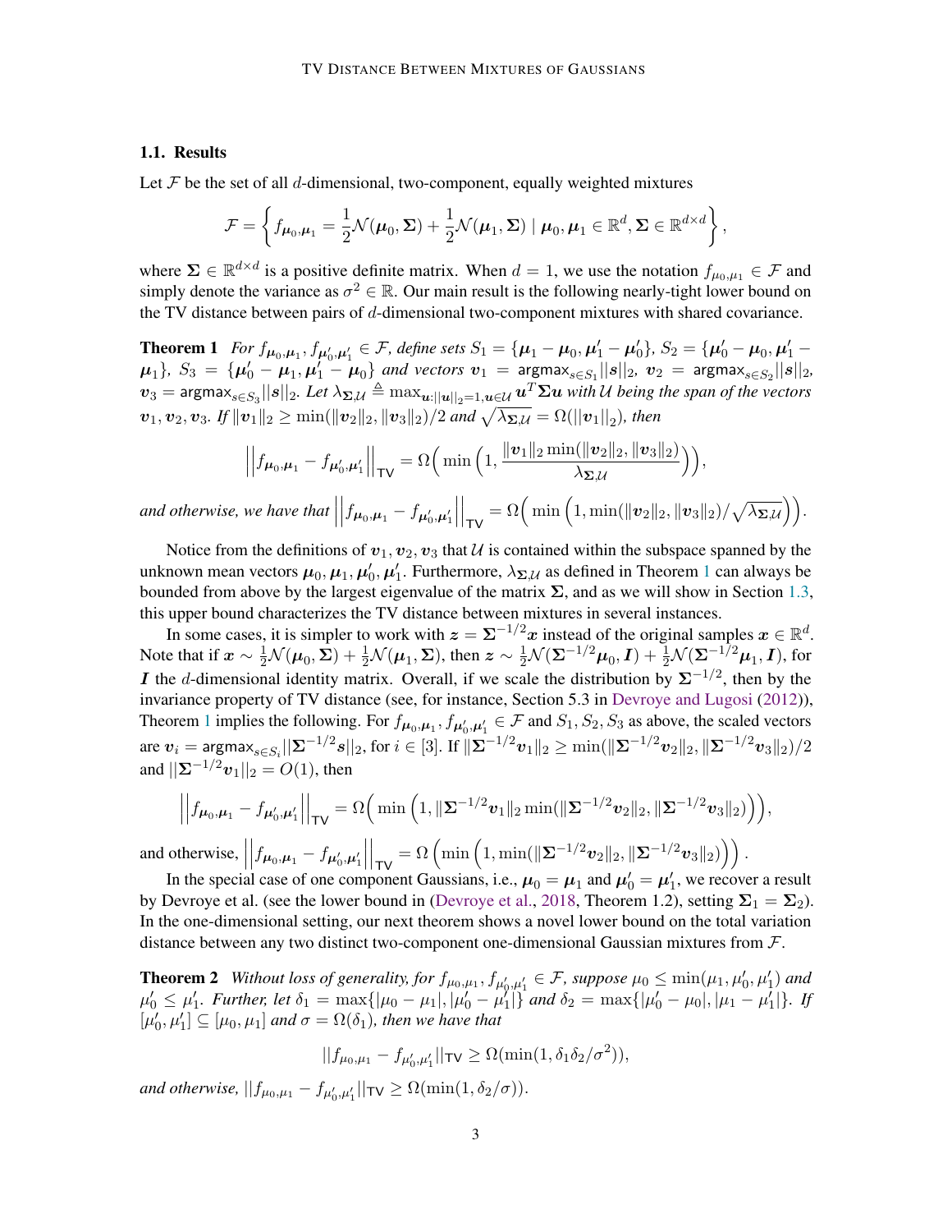### 1.1. Results

Let $\mathcal{F}$ be the set of all $d$-dimensional, two-component, equally weighted mixtures

$$\mathcal{F} = \left\{ f_{\boldsymbol{\mu}_0, \boldsymbol{\mu}_1} = \frac{1}{2}\mathcal{N}(\boldsymbol{\mu}_0, \boldsymbol{\Sigma}) + \frac{1}{2}\mathcal{N}(\boldsymbol{\mu}_1, \boldsymbol{\Sigma}) \mid \boldsymbol{\mu}_0, \boldsymbol{\mu}_1 \in \mathbb{R}^d, \boldsymbol{\Sigma} \in \mathbb{R}^{d \times d} \right\},$$

where $\boldsymbol{\Sigma} \in \mathbb{R}^{d \times d}$ is a positive definite matrix. When $d = 1$, we use the notation $f_{\mu_0,\mu_1} \in \mathcal{F}$ and simply denote the variance as $\sigma^2 \in \mathbb{R}$. Our main result is the following nearly-tight lower bound on the TV distance between pairs of $d$-dimensional two-component mixtures with shared covariance.

**Theorem 1** *For $f_{\boldsymbol{\mu}_0,\boldsymbol{\mu}_1}, f_{\boldsymbol{\mu}_0',\boldsymbol{\mu}_1'} \in \mathcal{F}$, define sets $S_1 = \{\boldsymbol{\mu}_1 - \boldsymbol{\mu}_0, \boldsymbol{\mu}_1' - \boldsymbol{\mu}_0'\}$, $S_2 = \{\boldsymbol{\mu}_0' - \boldsymbol{\mu}_0, \boldsymbol{\mu}_1' - \boldsymbol{\mu}_1\}$, $S_3 = \{\boldsymbol{\mu}_0' - \boldsymbol{\mu}_1, \boldsymbol{\mu}_1' - \boldsymbol{\mu}_0\}$ and vectors $\boldsymbol{v}_1 = \mathsf{argmax}_{s \in S_1} ||\boldsymbol{s}||_2$, $\boldsymbol{v}_2 = \mathsf{argmax}_{s \in S_2} ||\boldsymbol{s}||_2$, $\boldsymbol{v}_3 = \mathsf{argmax}_{s \in S_3} ||\boldsymbol{s}||_2$. Let $\lambda_{\boldsymbol{\Sigma},\mathcal{U}} \triangleq \max_{\boldsymbol{u}:||\boldsymbol{u}||_2=1, \boldsymbol{u} \in \mathcal{U}} \boldsymbol{u}^T \boldsymbol{\Sigma} \boldsymbol{u}$ with $\mathcal{U}$ being the span of the vectors $\boldsymbol{v}_1, \boldsymbol{v}_2, \boldsymbol{v}_3$. If $\|\boldsymbol{v}_1\|_2 \geq \min(\|\boldsymbol{v}_2\|_2, \|\boldsymbol{v}_3\|_2)/2$ and $\sqrt{\lambda_{\boldsymbol{\Sigma},\mathcal{U}}} = \Omega(||\boldsymbol{v}_1||_2)$, then*

$$\left|\left| f_{\boldsymbol{\mu}_0,\boldsymbol{\mu}_1} - f_{\boldsymbol{\mu}_0',\boldsymbol{\mu}_1'} \right|\right|_{\mathsf{TV}} = \Omega\Big( \min\Big(1, \frac{\|\boldsymbol{v}_1\|_2 \min(\|\boldsymbol{v}_2\|_2, \|\boldsymbol{v}_3\|_2)}{\lambda_{\boldsymbol{\Sigma},\mathcal{U}}}\Big)\Big),$$

*and otherwise, we have that $\left|\left| f_{\boldsymbol{\mu}_0,\boldsymbol{\mu}_1} - f_{\boldsymbol{\mu}_0',\boldsymbol{\mu}_1'} \right|\right|_{\mathsf{TV}} = \Omega\Big( \min\Big(1, \min(\|\boldsymbol{v}_2\|_2, \|\boldsymbol{v}_3\|_2)/\sqrt{\lambda_{\boldsymbol{\Sigma},\mathcal{U}}}\Big)\Big)$.*

Notice from the definitions of $\boldsymbol{v}_1, \boldsymbol{v}_2, \boldsymbol{v}_3$ that $\mathcal{U}$ is contained within the subspace spanned by the unknown mean vectors $\boldsymbol{\mu}_0, \boldsymbol{\mu}_1, \boldsymbol{\mu}_0', \boldsymbol{\mu}_1'$. Furthermore, $\lambda_{\boldsymbol{\Sigma},\mathcal{U}}$ as defined in Theorem 1 can always be bounded from above by the largest eigenvalue of the matrix $\boldsymbol{\Sigma}$, and as we will show in Section 1.3, this upper bound characterizes the TV distance between mixtures in several instances.

In some cases, it is simpler to work with $\boldsymbol{z} = \boldsymbol{\Sigma}^{-1/2}\boldsymbol{x}$ instead of the original samples $\boldsymbol{x} \in \mathbb{R}^d$. Note that if $\boldsymbol{x} \sim \frac{1}{2}\mathcal{N}(\boldsymbol{\mu}_0, \boldsymbol{\Sigma}) + \frac{1}{2}\mathcal{N}(\boldsymbol{\mu}_1, \boldsymbol{\Sigma})$, then $\boldsymbol{z} \sim \frac{1}{2}\mathcal{N}(\boldsymbol{\Sigma}^{-1/2}\boldsymbol{\mu}_0, \boldsymbol{I}) + \frac{1}{2}\mathcal{N}(\boldsymbol{\Sigma}^{-1/2}\boldsymbol{\mu}_1, \boldsymbol{I})$, for $\boldsymbol{I}$ the $d$-dimensional identity matrix. Overall, if we scale the distribution by $\boldsymbol{\Sigma}^{-1/2}$, then by the invariance property of TV distance (see, for instance, Section 5.3 in Devroye and Lugosi (2012)), Theorem 1 implies the following. For $f_{\boldsymbol{\mu}_0,\boldsymbol{\mu}_1}, f_{\boldsymbol{\mu}_0',\boldsymbol{\mu}_1'} \in \mathcal{F}$ and $S_1, S_2, S_3$ as above, the scaled vectors are $\boldsymbol{v}_i = \mathsf{argmax}_{s \in S_i} ||\boldsymbol{\Sigma}^{-1/2}\boldsymbol{s}||_2$, for $i \in [3]$. If $\|\boldsymbol{\Sigma}^{-1/2}\boldsymbol{v}_1\|_2 \geq \min(\|\boldsymbol{\Sigma}^{-1/2}\boldsymbol{v}_2\|_2, \|\boldsymbol{\Sigma}^{-1/2}\boldsymbol{v}_3\|_2)/2$ and $||\boldsymbol{\Sigma}^{-1/2}\boldsymbol{v}_1||_2 = O(1)$, then

$$\left|\left| f_{\boldsymbol{\mu}_0,\boldsymbol{\mu}_1} - f_{\boldsymbol{\mu}_0',\boldsymbol{\mu}_1'} \right|\right|_{\mathsf{TV}} = \Omega\Big( \min\Big(1, \|\boldsymbol{\Sigma}^{-1/2}\boldsymbol{v}_1\|_2 \min(\|\boldsymbol{\Sigma}^{-1/2}\boldsymbol{v}_2\|_2, \|\boldsymbol{\Sigma}^{-1/2}\boldsymbol{v}_3\|_2)\Big)\Big),$$

and otherwise, $\left|\left| f_{\boldsymbol{\mu}_0,\boldsymbol{\mu}_1} - f_{\boldsymbol{\mu}_0',\boldsymbol{\mu}_1'} \right|\right|_{\mathsf{TV}} = \Omega\left(\min\left(1, \min(\|\boldsymbol{\Sigma}^{-1/2}\boldsymbol{v}_2\|_2, \|\boldsymbol{\Sigma}^{-1/2}\boldsymbol{v}_3\|_2)\right)\right)$.

In the special case of one component Gaussians, i.e., $\boldsymbol{\mu}_0 = \boldsymbol{\mu}_1$ and $\boldsymbol{\mu}_0' = \boldsymbol{\mu}_1'$, we recover a result by Devroye et al. (see the lower bound in (Devroye et al., 2018, Theorem 1.2), setting $\boldsymbol{\Sigma}_1 = \boldsymbol{\Sigma}_2$). In the one-dimensional setting, our next theorem shows a novel lower bound on the total variation distance between any two distinct two-component one-dimensional Gaussian mixtures from $\mathcal{F}$.

**Theorem 2** *Without loss of generality, for $f_{\mu_0,\mu_1}, f_{\mu_0',\mu_1'} \in \mathcal{F}$, suppose $\mu_0 \leq \min(\mu_1, \mu_0', \mu_1')$ and $\mu_0' \leq \mu_1'$. Further, let $\delta_1 = \max\{|\mu_0 - \mu_1|, |\mu_0' - \mu_1'|\}$ and $\delta_2 = \max\{|\mu_0' - \mu_0|, |\mu_1 - \mu_1'|\}$. If $[\mu_0', \mu_1'] \subseteq [\mu_0, \mu_1]$ and $\sigma = \Omega(\delta_1)$, then we have that*

$$||f_{\mu_0,\mu_1} - f_{\mu_0',\mu_1'}||_{\mathsf{TV}} \geq \Omega(\min(1, \delta_1\delta_2/\sigma^2)),$$

*and otherwise, $||f_{\mu_0,\mu_1} - f_{\mu_0',\mu_1'}||_{\mathsf{TV}} \geq \Omega(\min(1, \delta_2/\sigma))$.*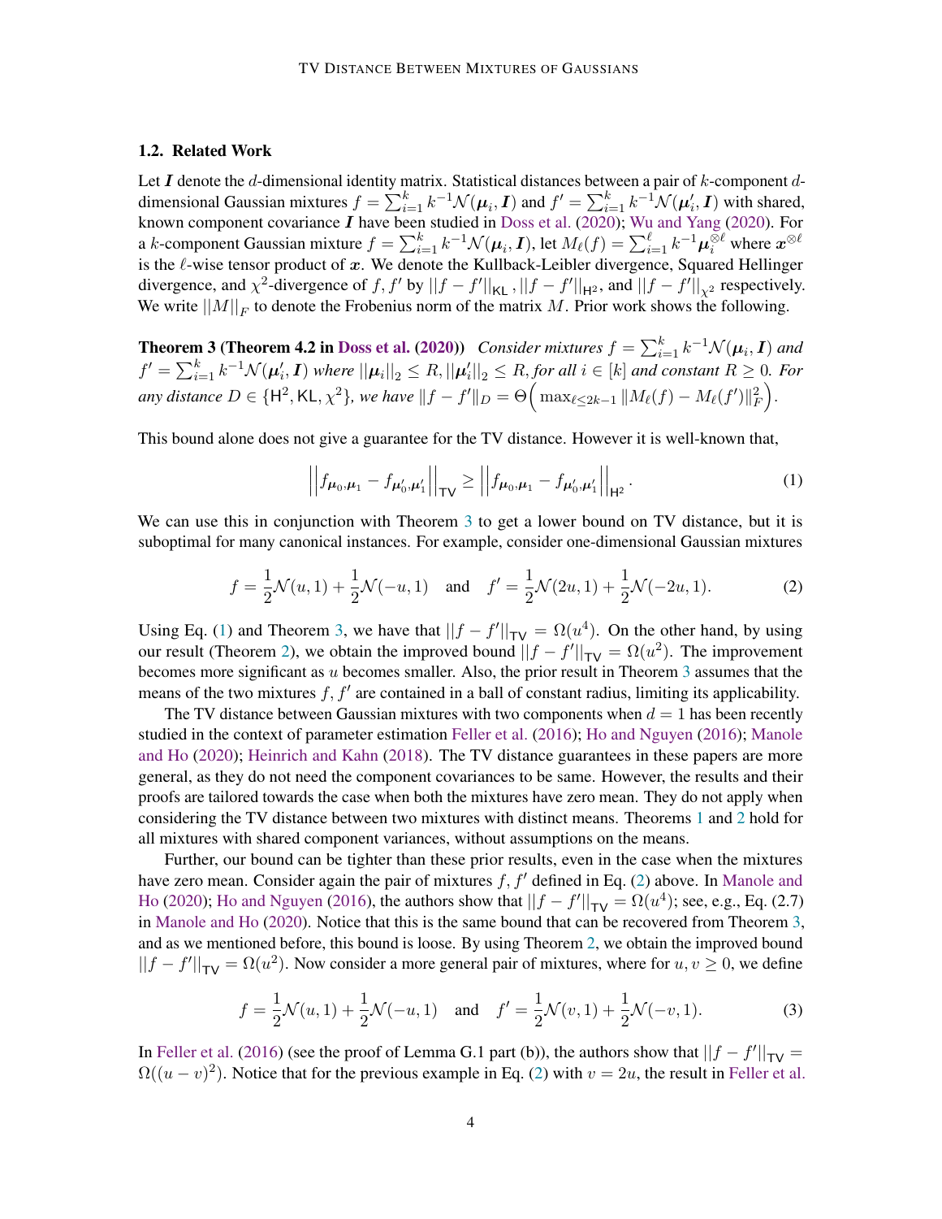### 1.2. Related Work

Let $\boldsymbol{I}$ denote the $d$-dimensional identity matrix. Statistical distances between a pair of $k$-component $d$-dimensional Gaussian mixtures $f = \sum_{i=1}^{k} k^{-1}\mathcal{N}(\boldsymbol{\mu}_i, \boldsymbol{I})$ and $f' = \sum_{i=1}^{k} k^{-1}\mathcal{N}(\boldsymbol{\mu}'_i, \boldsymbol{I})$ with shared, known component covariance $\boldsymbol{I}$ have been studied in Doss et al. (2020); Wu and Yang (2020). For a $k$-component Gaussian mixture $f = \sum_{i=1}^{k} k^{-1}\mathcal{N}(\boldsymbol{\mu}_i, \boldsymbol{I})$, let $M_\ell(f) = \sum_{i=1}^{\ell} k^{-1}\boldsymbol{\mu}_i^{\otimes \ell}$ where $\boldsymbol{x}^{\otimes \ell}$ is the $\ell$-wise tensor product of $\boldsymbol{x}$. We denote the Kullback-Leibler divergence, Squared Hellinger divergence, and $\chi^2$-divergence of $f, f'$ by $||f - f'||_{\mathsf{KL}}$, $||f - f'||_{\mathsf{H}^2}$, and $||f - f'||_{\chi^2}$ respectively. We write $||M||_F$ to denote the Frobenius norm of the matrix $M$. Prior work shows the following.

**Theorem 3 (Theorem 4.2 in Doss et al. (2020))** *Consider mixtures $f = \sum_{i=1}^{k} k^{-1}\mathcal{N}(\boldsymbol{\mu}_i, \boldsymbol{I})$ and $f' = \sum_{i=1}^{k} k^{-1}\mathcal{N}(\boldsymbol{\mu}'_i, \boldsymbol{I})$ where $||\boldsymbol{\mu}_i||_2 \le R, ||\boldsymbol{\mu}'_i||_2 \le R$, for all $i \in [k]$ and constant $R \ge 0$. For any distance $D \in \{\mathsf{H}^2, \mathsf{KL}, \chi^2\}$, we have $\|f - f'\|_D = \Theta\Big(\max_{\ell \le 2k-1} \|M_\ell(f) - M_\ell(f')\|_F^2\Big)$.*

This bound alone does not give a guarantee for the TV distance. However it is well-known that,

$$\left|\left|f_{\boldsymbol{\mu}_0, \boldsymbol{\mu}_1} - f_{\boldsymbol{\mu}'_0, \boldsymbol{\mu}'_1}\right|\right|_{\mathsf{TV}} \ge \left|\left|f_{\boldsymbol{\mu}_0, \boldsymbol{\mu}_1} - f_{\boldsymbol{\mu}'_0, \boldsymbol{\mu}'_1}\right|\right|_{\mathsf{H}^2}. \tag{1}$$

We can use this in conjunction with Theorem 3 to get a lower bound on TV distance, but it is suboptimal for many canonical instances. For example, consider one-dimensional Gaussian mixtures

$$f = \frac{1}{2}\mathcal{N}(u, 1) + \frac{1}{2}\mathcal{N}(-u, 1) \quad \text{and} \quad f' = \frac{1}{2}\mathcal{N}(2u, 1) + \frac{1}{2}\mathcal{N}(-2u, 1). \tag{2}$$

Using Eq. (1) and Theorem 3, we have that $||f - f'||_{\mathsf{TV}} = \Omega(u^4)$. On the other hand, by using our result (Theorem 2), we obtain the improved bound $||f - f'||_{\mathsf{TV}} = \Omega(u^2)$. The improvement becomes more significant as $u$ becomes smaller. Also, the prior result in Theorem 3 assumes that the means of the two mixtures $f, f'$ are contained in a ball of constant radius, limiting its applicability.

The TV distance between Gaussian mixtures with two components when $d = 1$ has been recently studied in the context of parameter estimation Feller et al. (2016); Ho and Nguyen (2016); Manole and Ho (2020); Heinrich and Kahn (2018). The TV distance guarantees in these papers are more general, as they do not need the component covariances to be same. However, the results and their proofs are tailored towards the case when both the mixtures have zero mean. They do not apply when considering the TV distance between two mixtures with distinct means. Theorems 1 and 2 hold for all mixtures with shared component variances, without assumptions on the means.

Further, our bound can be tighter than these prior results, even in the case when the mixtures have zero mean. Consider again the pair of mixtures $f, f'$ defined in Eq. (2) above. In Manole and Ho (2020); Ho and Nguyen (2016), the authors show that $||f - f'||_{\mathsf{TV}} = \Omega(u^4)$; see, e.g., Eq. (2.7) in Manole and Ho (2020). Notice that this is the same bound that can be recovered from Theorem 3, and as we mentioned before, this bound is loose. By using Theorem 2, we obtain the improved bound $||f - f'||_{\mathsf{TV}} = \Omega(u^2)$. Now consider a more general pair of mixtures, where for $u, v \ge 0$, we define

$$f = \frac{1}{2}\mathcal{N}(u, 1) + \frac{1}{2}\mathcal{N}(-u, 1) \quad \text{and} \quad f' = \frac{1}{2}\mathcal{N}(v, 1) + \frac{1}{2}\mathcal{N}(-v, 1). \tag{3}$$

In Feller et al. (2016) (see the proof of Lemma G.1 part (b)), the authors show that $||f - f'||_{\mathsf{TV}} = \Omega((u - v)^2)$. Notice that for the previous example in Eq. (2) with $v = 2u$, the result in Feller et al.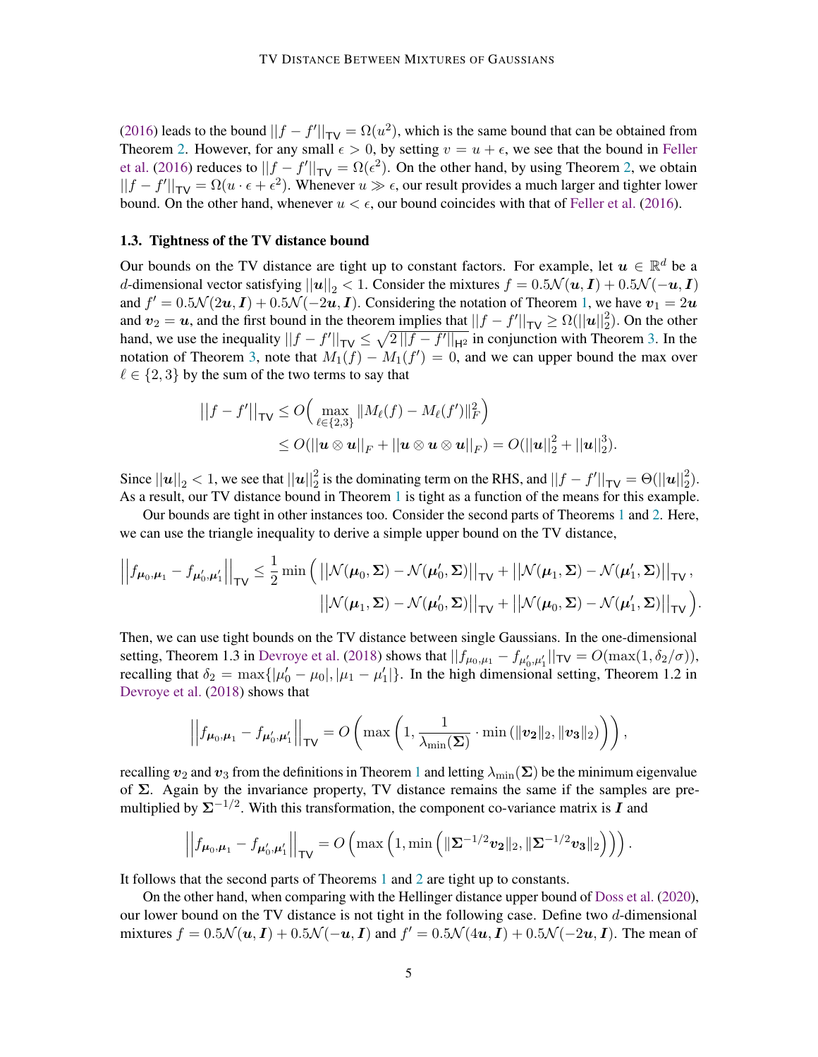(2016) leads to the bound $||f - f'||_{\mathsf{TV}} = \Omega(u^2)$, which is the same bound that can be obtained from Theorem 2. However, for any small $\epsilon > 0$, by setting $v = u + \epsilon$, we see that the bound in Feller et al. (2016) reduces to $||f - f'||_{\mathsf{TV}} = \Omega(\epsilon^2)$. On the other hand, by using Theorem 2, we obtain $||f - f'||_{\mathsf{TV}} = \Omega(u \cdot \epsilon + \epsilon^2)$. Whenever $u \gg \epsilon$, our result provides a much larger and tighter lower bound. On the other hand, whenever $u < \epsilon$, our bound coincides with that of Feller et al. (2016).

### 1.3. Tightness of the TV distance bound

Our bounds on the TV distance are tight up to constant factors. For example, let $\boldsymbol{u} \in \mathbb{R}^d$ be a $d$-dimensional vector satisfying $||\boldsymbol{u}||_2 < 1$. Consider the mixtures $f = 0.5\mathcal{N}(\boldsymbol{u}, \boldsymbol{I}) + 0.5\mathcal{N}(-\boldsymbol{u}, \boldsymbol{I})$ and $f' = 0.5\mathcal{N}(2\boldsymbol{u}, \boldsymbol{I}) + 0.5\mathcal{N}(-2\boldsymbol{u}, \boldsymbol{I})$. Considering the notation of Theorem 1, we have $\boldsymbol{v}_1 = 2\boldsymbol{u}$ and $\boldsymbol{v}_2 = \boldsymbol{u}$, and the first bound in the theorem implies that $||f - f'||_{\mathsf{TV}} \geq \Omega(||\boldsymbol{u}||_2^2)$. On the other hand, we use the inequality $||f - f'||_{\mathsf{TV}} \leq \sqrt{2\,||f - f'||_{\mathsf{H}^2}}$ in conjunction with Theorem 3. In the notation of Theorem 3, note that $M_1(f) - M_1(f') = 0$, and we can upper bound the max over $\ell \in \{2, 3\}$ by the sum of the two terms to say that

$$
\begin{aligned}
||f - f'||_{\mathsf{TV}} &\leq O\Big( \max_{\ell \in \{2,3\}} \|M_\ell(f) - M_\ell(f')\|_F^2 \Big) \\
&\leq O(||\boldsymbol{u} \otimes \boldsymbol{u}||_F + ||\boldsymbol{u} \otimes \boldsymbol{u} \otimes \boldsymbol{u}||_F) = O(||\boldsymbol{u}||_2^2 + ||\boldsymbol{u}||_2^3).
\end{aligned}
$$

Since $||\boldsymbol{u}||_2 < 1$, we see that $||\boldsymbol{u}||_2^2$ is the dominating term on the RHS, and $||f - f'||_{\mathsf{TV}} = \Theta(||\boldsymbol{u}||_2^2)$. As a result, our TV distance bound in Theorem 1 is tight as a function of the means for this example.

Our bounds are tight in other instances too. Consider the second parts of Theorems 1 and 2. Here, we can use the triangle inequality to derive a simple upper bound on the TV distance,

$$
\begin{aligned}
\left|\left|f_{\boldsymbol{\mu}_0,\boldsymbol{\mu}_1} - f_{\boldsymbol{\mu}_0',\boldsymbol{\mu}_1'}\right|\right|_{\mathsf{TV}} \leq \frac{1}{2} \min \Big( &\left|\left|\mathcal{N}(\boldsymbol{\mu}_0, \boldsymbol{\Sigma}) - \mathcal{N}(\boldsymbol{\mu}_0', \boldsymbol{\Sigma})\right|\right|_{\mathsf{TV}} + \left|\left|\mathcal{N}(\boldsymbol{\mu}_1, \boldsymbol{\Sigma}) - \mathcal{N}(\boldsymbol{\mu}_1', \boldsymbol{\Sigma})\right|\right|_{\mathsf{TV}}, \\
&\left|\left|\mathcal{N}(\boldsymbol{\mu}_1, \boldsymbol{\Sigma}) - \mathcal{N}(\boldsymbol{\mu}_0', \boldsymbol{\Sigma})\right|\right|_{\mathsf{TV}} + \left|\left|\mathcal{N}(\boldsymbol{\mu}_0, \boldsymbol{\Sigma}) - \mathcal{N}(\boldsymbol{\mu}_1', \boldsymbol{\Sigma})\right|\right|_{\mathsf{TV}} \Big).
\end{aligned}
$$

Then, we can use tight bounds on the TV distance between single Gaussians. In the one-dimensional setting, Theorem 1.3 in Devroye et al. (2018) shows that $||f_{\mu_0,\mu_1} - f_{\mu_0',\mu_1'}||_{\mathsf{TV}} = O(\max(1, \delta_2/\sigma))$, recalling that $\delta_2 = \max\{|\mu_0' - \mu_0|, |\mu_1 - \mu_1'|\}$. In the high dimensional setting, Theorem 1.2 in Devroye et al. (2018) shows that

$$
\left|\left|f_{\boldsymbol{\mu}_0,\boldsymbol{\mu}_1} - f_{\boldsymbol{\mu}_0',\boldsymbol{\mu}_1'}\right|\right|_{\mathsf{TV}} = O\left( \max\left(1, \frac{1}{\lambda_{\min}(\boldsymbol{\Sigma})} \cdot \min\left(\|\boldsymbol{v_2}\|_2, \|\boldsymbol{v_3}\|_2\right)\right)\right),
$$

recalling $\boldsymbol{v}_2$ and $\boldsymbol{v}_3$ from the definitions in Theorem 1 and letting $\lambda_{\min}(\boldsymbol{\Sigma})$ be the minimum eigenvalue of $\boldsymbol{\Sigma}$. Again by the invariance property, TV distance remains the same if the samples are pre-multiplied by $\boldsymbol{\Sigma}^{-1/2}$. With this transformation, the component co-variance matrix is $\boldsymbol{I}$ and

$$
\left|\left|f_{\boldsymbol{\mu}_0,\boldsymbol{\mu}_1} - f_{\boldsymbol{\mu}_0',\boldsymbol{\mu}_1'}\right|\right|_{\mathsf{TV}} = O\left( \max\left(1, \min\left(\|\boldsymbol{\Sigma}^{-1/2}\boldsymbol{v_2}\|_2, \|\boldsymbol{\Sigma}^{-1/2}\boldsymbol{v_3}\|_2\right)\right)\right).
$$

It follows that the second parts of Theorems 1 and 2 are tight up to constants.

On the other hand, when comparing with the Hellinger distance upper bound of Doss et al. (2020), our lower bound on the TV distance is not tight in the following case. Define two $d$-dimensional mixtures $f = 0.5\mathcal{N}(\boldsymbol{u}, \boldsymbol{I}) + 0.5\mathcal{N}(-\boldsymbol{u}, \boldsymbol{I})$ and $f' = 0.5\mathcal{N}(4\boldsymbol{u}, \boldsymbol{I}) + 0.5\mathcal{N}(-2\boldsymbol{u}, \boldsymbol{I})$. The mean of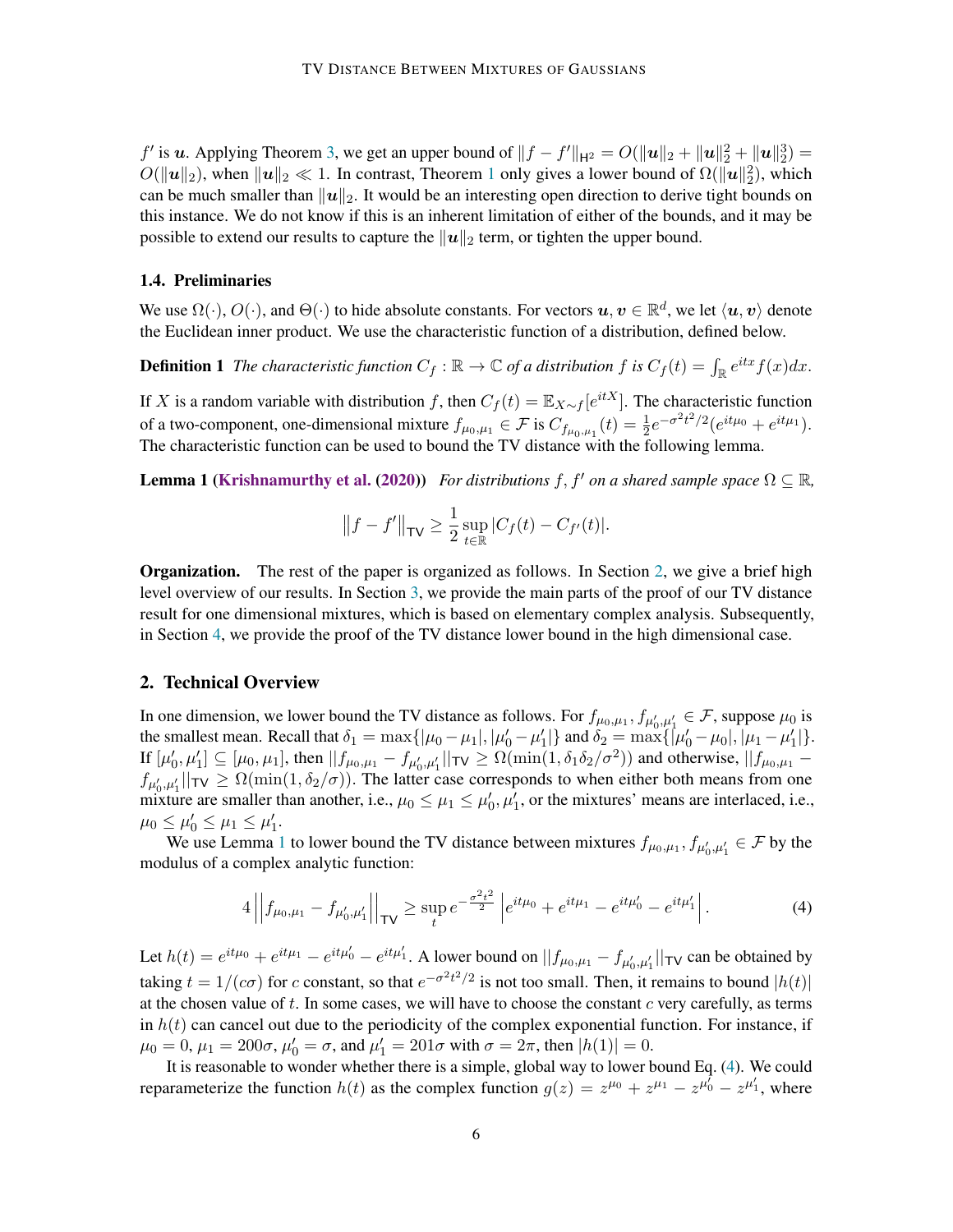$f'$ is $\boldsymbol{u}$. Applying Theorem 3, we get an upper bound of $\|f - f'\|_{\mathsf{H}^2} = O(\|\boldsymbol{u}\|_2 + \|\boldsymbol{u}\|_2^2 + \|\boldsymbol{u}\|_2^3) = O(\|\boldsymbol{u}\|_2)$, when $\|\boldsymbol{u}\|_2 \ll 1$. In contrast, Theorem 1 only gives a lower bound of $\Omega(\|\boldsymbol{u}\|_2^2)$, which can be much smaller than $\|\boldsymbol{u}\|_2$. It would be an interesting open direction to derive tight bounds on this instance. We do not know if this is an inherent limitation of either of the bounds, and it may be possible to extend our results to capture the $\|\boldsymbol{u}\|_2$ term, or tighten the upper bound.

### 1.4. Preliminaries

We use $\Omega(\cdot)$, $O(\cdot)$, and $\Theta(\cdot)$ to hide absolute constants. For vectors $\boldsymbol{u}, \boldsymbol{v} \in \mathbb{R}^d$, we let $\langle \boldsymbol{u}, \boldsymbol{v} \rangle$ denote the Euclidean inner product. We use the characteristic function of a distribution, defined below.

**Definition 1** *The characteristic function $C_f : \mathbb{R} \to \mathbb{C}$ of a distribution $f$ is $C_f(t) = \int_{\mathbb{R}} e^{itx} f(x) dx$.*

If $X$ is a random variable with distribution $f$, then $C_f(t) = \mathbb{E}_{X \sim f}[e^{itX}]$. The characteristic function of a two-component, one-dimensional mixture $f_{\mu_0,\mu_1} \in \mathcal{F}$ is $C_{f_{\mu_0,\mu_1}}(t) = \frac{1}{2} e^{-\sigma^2 t^2/2}(e^{it\mu_0} + e^{it\mu_1})$. The characteristic function can be used to bound the TV distance with the following lemma.

**Lemma 1 (Krishnamurthy et al. (2020))** *For distributions $f, f'$ on a shared sample space $\Omega \subseteq \mathbb{R}$,*

$$\left\| f - f' \right\|_{\mathsf{TV}} \geq \frac{1}{2} \sup_{t \in \mathbb{R}} |C_f(t) - C_{f'}(t)|.$$

**Organization.** The rest of the paper is organized as follows. In Section 2, we give a brief high level overview of our results. In Section 3, we provide the main parts of the proof of our TV distance result for one dimensional mixtures, which is based on elementary complex analysis. Subsequently, in Section 4, we provide the proof of the TV distance lower bound in the high dimensional case.

## 2. Technical Overview

In one dimension, we lower bound the TV distance as follows. For $f_{\mu_0,\mu_1}, f_{\mu_0',\mu_1'} \in \mathcal{F}$, suppose $\mu_0$ is the smallest mean. Recall that $\delta_1 = \max\{|\mu_0 - \mu_1|, |\mu_0' - \mu_1'|\}$ and $\delta_2 = \max\{|\mu_0' - \mu_0|, |\mu_1 - \mu_1'|\}$. If $[\mu_0', \mu_1'] \subseteq [\mu_0, \mu_1]$, then $||f_{\mu_0,\mu_1} - f_{\mu_0',\mu_1'}||_{\mathsf{TV}} \geq \Omega(\min(1, \delta_1\delta_2/\sigma^2))$ and otherwise, $||f_{\mu_0,\mu_1} - f_{\mu_0',\mu_1'}||_{\mathsf{TV}} \geq \Omega(\min(1, \delta_2/\sigma))$. The latter case corresponds to when either both means from one mixture are smaller than another, i.e., $\mu_0 \leq \mu_1 \leq \mu_0', \mu_1'$, or the mixtures' means are interlaced, i.e., $\mu_0 \leq \mu_0' \leq \mu_1 \leq \mu_1'$.

We use Lemma 1 to lower bound the TV distance between mixtures $f_{\mu_0,\mu_1}, f_{\mu_0',\mu_1'} \in \mathcal{F}$ by the modulus of a complex analytic function:

$$4 \left| \left| f_{\mu_0,\mu_1} - f_{\mu_0',\mu_1'} \right| \right|_{\mathsf{TV}} \geq \sup_t e^{-\frac{\sigma^2 t^2}{2}} \left| e^{it\mu_0} + e^{it\mu_1} - e^{it\mu_0'} - e^{it\mu_1'} \right|. \tag{4}$$

Let $h(t) = e^{it\mu_0} + e^{it\mu_1} - e^{it\mu_0'} - e^{it\mu_1'}$. A lower bound on $||f_{\mu_0,\mu_1} - f_{\mu_0',\mu_1'}||_{\mathsf{TV}}$ can be obtained by taking $t = 1/(c\sigma)$ for $c$ constant, so that $e^{-\sigma^2 t^2/2}$ is not too small. Then, it remains to bound $|h(t)|$ at the chosen value of $t$. In some cases, we will have to choose the constant $c$ very carefully, as terms in $h(t)$ can cancel out due to the periodicity of the complex exponential function. For instance, if $\mu_0 = 0$, $\mu_1 = 200\sigma$, $\mu_0' = \sigma$, and $\mu_1' = 201\sigma$ with $\sigma = 2\pi$, then $|h(1)| = 0$.

It is reasonable to wonder whether there is a simple, global way to lower bound Eq. (4). We could reparameterize the function $h(t)$ as the complex function $g(z) = z^{\mu_0} + z^{\mu_1} - z^{\mu_0'} - z^{\mu_1'}$, where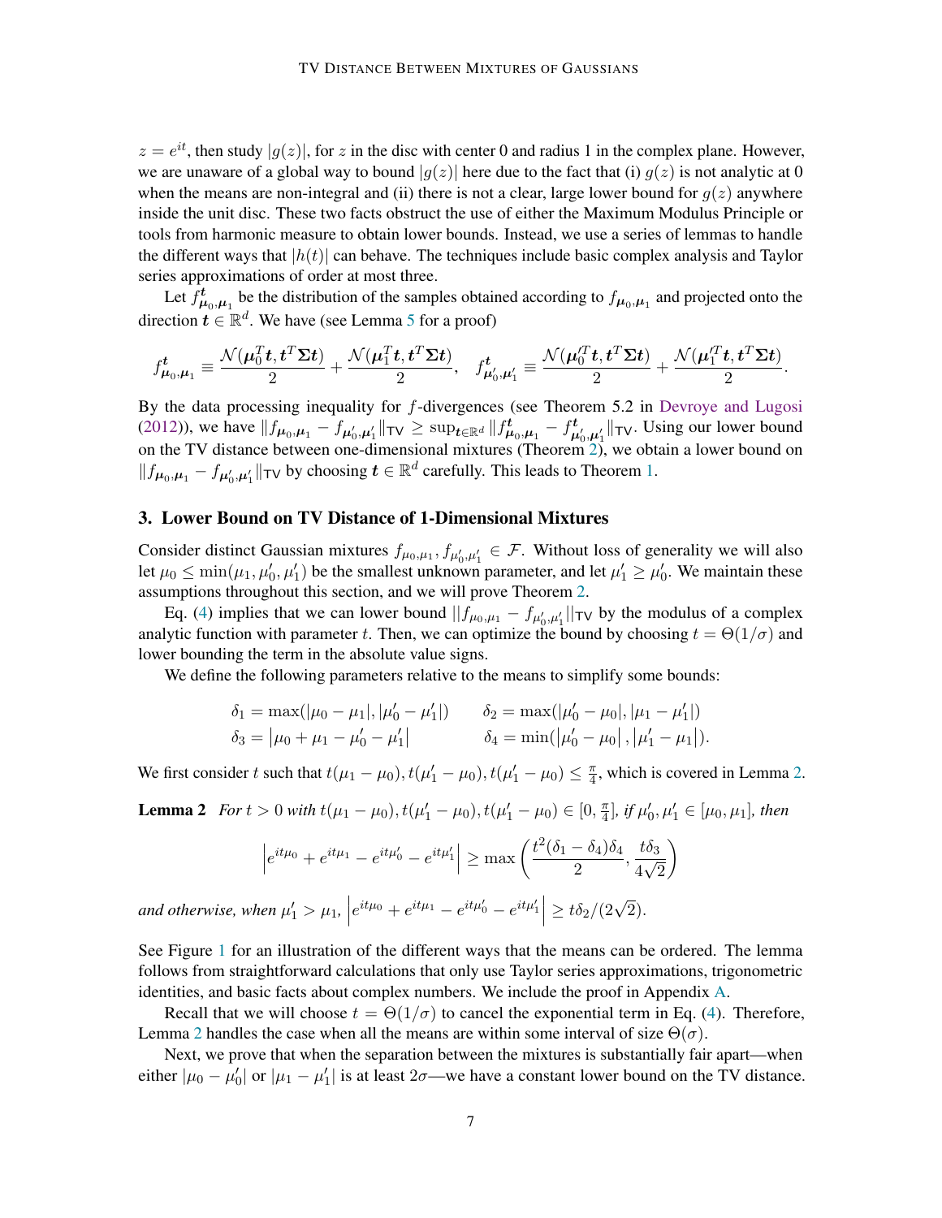$z = e^{it}$, then study $|g(z)|$, for $z$ in the disc with center 0 and radius 1 in the complex plane. However, we are unaware of a global way to bound $|g(z)|$ here due to the fact that (i) $g(z)$ is not analytic at 0 when the means are non-integral and (ii) there is not a clear, large lower bound for $g(z)$ anywhere inside the unit disc. These two facts obstruct the use of either the Maximum Modulus Principle or tools from harmonic measure to obtain lower bounds. Instead, we use a series of lemmas to handle the different ways that $|h(t)|$ can behave. The techniques include basic complex analysis and Taylor series approximations of order at most three.

Let $f^{\boldsymbol{t}}_{\boldsymbol{\mu}_0,\boldsymbol{\mu}_1}$ be the distribution of the samples obtained according to $f_{\boldsymbol{\mu}_0,\boldsymbol{\mu}_1}$ and projected onto the direction $\boldsymbol{t} \in \mathbb{R}^d$. We have (see Lemma 5 for a proof)

$$f^{\boldsymbol{t}}_{\boldsymbol{\mu}_0,\boldsymbol{\mu}_1} \equiv \frac{\mathcal{N}(\boldsymbol{\mu}_0^T\boldsymbol{t}, \boldsymbol{t}^T\boldsymbol{\Sigma}\boldsymbol{t})}{2} + \frac{\mathcal{N}(\boldsymbol{\mu}_1^T\boldsymbol{t}, \boldsymbol{t}^T\boldsymbol{\Sigma}\boldsymbol{t})}{2}, \quad f^{\boldsymbol{t}}_{\boldsymbol{\mu}_0',\boldsymbol{\mu}_1'} \equiv \frac{\mathcal{N}(\boldsymbol{\mu}_0'^T\boldsymbol{t}, \boldsymbol{t}^T\boldsymbol{\Sigma}\boldsymbol{t})}{2} + \frac{\mathcal{N}(\boldsymbol{\mu}_1'^T\boldsymbol{t}, \boldsymbol{t}^T\boldsymbol{\Sigma}\boldsymbol{t})}{2}.$$

By the data processing inequality for $f$-divergences (see Theorem 5.2 in Devroye and Lugosi (2012)), we have $\|f_{\boldsymbol{\mu}_0,\boldsymbol{\mu}_1} - f_{\boldsymbol{\mu}_0',\boldsymbol{\mu}_1'}\|_{\mathsf{TV}} \geq \sup_{\boldsymbol{t}\in\mathbb{R}^d} \|f^{\boldsymbol{t}}_{\boldsymbol{\mu}_0,\boldsymbol{\mu}_1} - f^{\boldsymbol{t}}_{\boldsymbol{\mu}_0',\boldsymbol{\mu}_1'}\|_{\mathsf{TV}}$. Using our lower bound on the TV distance between one-dimensional mixtures (Theorem 2), we obtain a lower bound on $\|f_{\boldsymbol{\mu}_0,\boldsymbol{\mu}_1} - f_{\boldsymbol{\mu}_0',\boldsymbol{\mu}_1'}\|_{\mathsf{TV}}$ by choosing $\boldsymbol{t} \in \mathbb{R}^d$ carefully. This leads to Theorem 1.

## 3. Lower Bound on TV Distance of 1-Dimensional Mixtures

Consider distinct Gaussian mixtures $f_{\mu_0,\mu_1}, f_{\mu_0',\mu_1'} \in \mathcal{F}$. Without loss of generality we will also let $\mu_0 \leq \min(\mu_1, \mu_0', \mu_1')$ be the smallest unknown parameter, and let $\mu_1' \geq \mu_0'$. We maintain these assumptions throughout this section, and we will prove Theorem 2.

Eq. (4) implies that we can lower bound $\|f_{\mu_0,\mu_1} - f_{\mu_0',\mu_1'}\|_{\mathsf{TV}}$ by the modulus of a complex analytic function with parameter $t$. Then, we can optimize the bound by choosing $t = \Theta(1/\sigma)$ and lower bounding the term in the absolute value signs.

We define the following parameters relative to the means to simplify some bounds:

$$\delta_1 = \max(|\mu_0 - \mu_1|, |\mu_0' - \mu_1'|) \qquad \delta_2 = \max(|\mu_0' - \mu_0|, |\mu_1 - \mu_1'|)$$
$$\delta_3 = |\mu_0 + \mu_1 - \mu_0' - \mu_1'| \qquad \delta_4 = \min(|\mu_0' - \mu_0|, |\mu_1' - \mu_1|).$$

We first consider $t$ such that $t(\mu_1 - \mu_0), t(\mu_1' - \mu_0), t(\mu_1' - \mu_0) \leq \frac{\pi}{4}$, which is covered in Lemma 2.

**Lemma 2** *For $t > 0$ with $t(\mu_1 - \mu_0), t(\mu_1' - \mu_0), t(\mu_1' - \mu_0) \in [0, \frac{\pi}{4}]$, if $\mu_0', \mu_1' \in [\mu_0, \mu_1]$, then*

$$\left|e^{it\mu_0} + e^{it\mu_1} - e^{it\mu_0'} - e^{it\mu_1'}\right| \geq \max\left(\frac{t^2(\delta_1 - \delta_4)\delta_4}{2}, \frac{t\delta_3}{4\sqrt{2}}\right)$$

*and otherwise, when $\mu_1' > \mu_1$, $\left|e^{it\mu_0} + e^{it\mu_1} - e^{it\mu_0'} - e^{it\mu_1'}\right| \geq t\delta_2/(2\sqrt{2})$.*

See Figure 1 for an illustration of the different ways that the means can be ordered. The lemma follows from straightforward calculations that only use Taylor series approximations, trigonometric identities, and basic facts about complex numbers. We include the proof in Appendix A.

Recall that we will choose $t = \Theta(1/\sigma)$ to cancel the exponential term in Eq. (4). Therefore, Lemma 2 handles the case when all the means are within some interval of size $\Theta(\sigma)$.

Next, we prove that when the separation between the mixtures is substantially fair apart—when either $|\mu_0 - \mu_0'|$ or $|\mu_1 - \mu_1'|$ is at least $2\sigma$—we have a constant lower bound on the TV distance.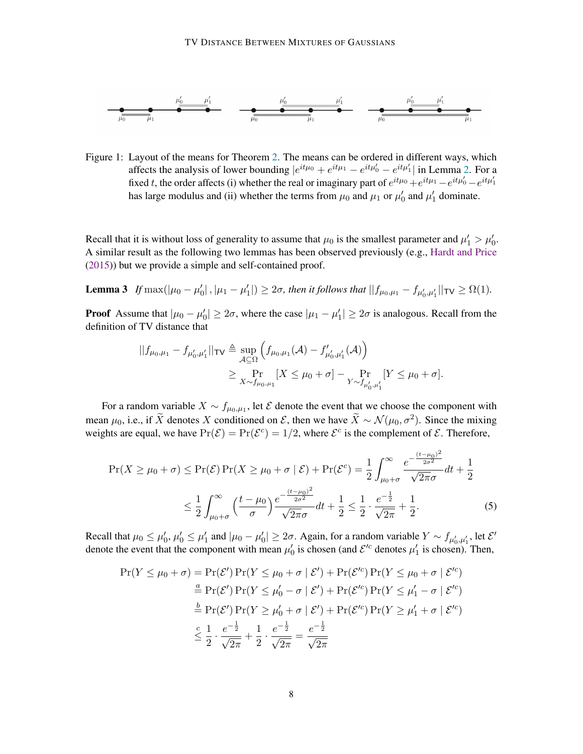Figure 1: Layout of the means for Theorem 2. The means can be ordered in different ways, which affects the analysis of lower bounding $|e^{it\mu_0} + e^{it\mu_1} - e^{it\mu_0'} - e^{it\mu_1'}|$ in Lemma 2. For a fixed $t$, the order affects (i) whether the real or imaginary part of $e^{it\mu_0} + e^{it\mu_1} - e^{it\mu_0'} - e^{it\mu_1'}$ has large modulus and (ii) whether the terms from $\mu_0$ and $\mu_1$ or $\mu_0'$ and $\mu_1'$ dominate.

Recall that it is without loss of generality to assume that $\mu_0$ is the smallest parameter and $\mu_1' > \mu_0'$. A similar result as the following two lemmas has been observed previously (e.g., Hardt and Price (2015)) but we provide a simple and self-contained proof.

**Lemma 3** *If* $\max(|\mu_0 - \mu_0'|, |\mu_1 - \mu_1'|) \geq 2\sigma$, *then it follows that* $||f_{\mu_0,\mu_1} - f_{\mu_0',\mu_1'}||_{\mathsf{TV}} \geq \Omega(1)$.

**Proof** Assume that $|\mu_0 - \mu_0'| \geq 2\sigma$, where the case $|\mu_1 - \mu_1'| \geq 2\sigma$ is analogous. Recall from the definition of TV distance that

$$
\begin{aligned}
||f_{\mu_0,\mu_1} - f_{\mu_0',\mu_1'}||_{\mathsf{TV}} &\triangleq \sup_{\mathcal{A} \subseteq \Omega} \left( f_{\mu_0,\mu_1}(\mathcal{A}) - f'_{\mu_0',\mu_1'}(\mathcal{A}) \right) \\
&\geq \Pr_{X \sim f_{\mu_0,\mu_1}}[X \leq \mu_0 + \sigma] - \Pr_{Y \sim f_{\mu_0',\mu_1'}}[Y \leq \mu_0 + \sigma].
\end{aligned}
$$

For a random variable $X \sim f_{\mu_0,\mu_1}$, let $\mathcal{E}$ denote the event that we choose the component with mean $\mu_0$, i.e., if $\widetilde{X}$ denotes $X$ conditioned on $\mathcal{E}$, then we have $\widetilde{X} \sim \mathcal{N}(\mu_0, \sigma^2)$. Since the mixing weights are equal, we have $\Pr(\mathcal{E}) = \Pr(\mathcal{E}^c) = 1/2$, where $\mathcal{E}^c$ is the complement of $\mathcal{E}$. Therefore,

$$
\begin{aligned}
\Pr(X \geq \mu_0 + \sigma) &\leq \Pr(\mathcal{E}) \Pr(X \geq \mu_0 + \sigma \mid \mathcal{E}) + \Pr(\mathcal{E}^c) = \frac{1}{2} \int_{\mu_0 + \sigma}^{\infty} \frac{e^{-\frac{(t-\mu_0)^2}{2\sigma^2}}}{\sqrt{2\pi}\sigma} dt + \frac{1}{2} \\
&\leq \frac{1}{2} \int_{\mu_0+\sigma}^{\infty} \left( \frac{t - \mu_0}{\sigma} \right) \frac{e^{-\frac{(t-\mu_0)^2}{2\sigma^2}}}{\sqrt{2\pi}\sigma} dt + \frac{1}{2} \leq \frac{1}{2} \cdot \frac{e^{-\frac{1}{2}}}{\sqrt{2\pi}} + \frac{1}{2}. \qquad (5)
\end{aligned}
$$

Recall that $\mu_0 \leq \mu_0'$, $\mu_0' \leq \mu_1'$ and $|\mu_0 - \mu_0'| \geq 2\sigma$. Again, for a random variable $Y \sim f_{\mu_0',\mu_1'}$, let $\mathcal{E}'$ denote the event that the component with mean $\mu_0'$ is chosen (and $\mathcal{E}'^c$ denotes $\mu_1'$ is chosen). Then,

$$
\begin{aligned}
\Pr(Y \leq \mu_0 + \sigma) &= \Pr(\mathcal{E}') \Pr(Y \leq \mu_0 + \sigma \mid \mathcal{E}') + \Pr(\mathcal{E}'^c) \Pr(Y \leq \mu_0 + \sigma \mid \mathcal{E}'^c) \\
&\overset{a}{\leq} \Pr(\mathcal{E}') \Pr(Y \leq \mu_0' - \sigma \mid \mathcal{E}') + \Pr(\mathcal{E}'^c) \Pr(Y \leq \mu_1' - \sigma \mid \mathcal{E}'^c) \\
&\overset{b}{=} \Pr(\mathcal{E}') \Pr(Y \geq \mu_0' + \sigma \mid \mathcal{E}') + \Pr(\mathcal{E}'^c) \Pr(Y \geq \mu_1' + \sigma \mid \mathcal{E}'^c) \\
&\overset{c}{\leq} \frac{1}{2} \cdot \frac{e^{-\frac{1}{2}}}{\sqrt{2\pi}} + \frac{1}{2} \cdot \frac{e^{-\frac{1}{2}}}{\sqrt{2\pi}} = \frac{e^{-\frac{1}{2}}}{\sqrt{2\pi}}
\end{aligned}
$$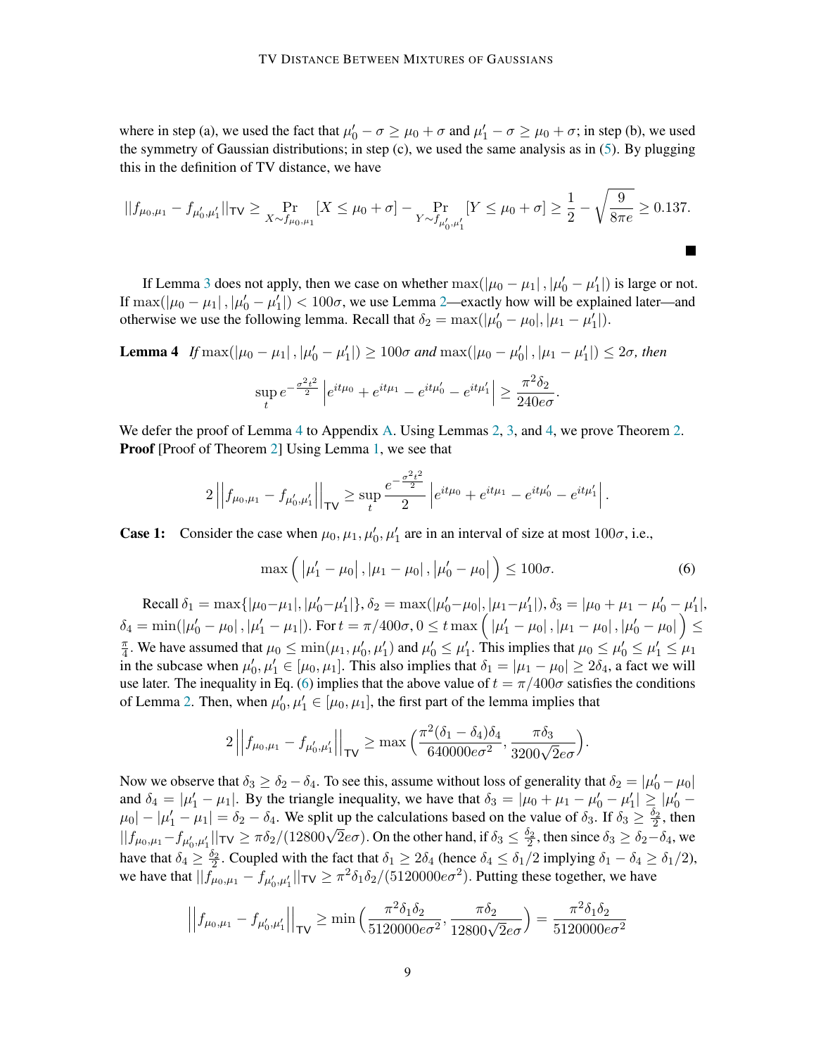where in step (a), we used the fact that $\mu_0' - \sigma \geq \mu_0 + \sigma$ and $\mu_1' - \sigma \geq \mu_0 + \sigma$; in step (b), we used the symmetry of Gaussian distributions; in step (c), we used the same analysis as in (5). By plugging this in the definition of TV distance, we have

$$||f_{\mu_0,\mu_1} - f_{\mu_0',\mu_1'}||_{\mathsf{TV}} \geq \Pr_{X \sim f_{\mu_0,\mu_1}}[X \leq \mu_0 + \sigma] - \Pr_{Y \sim f_{\mu_0',\mu_1'}}[Y \leq \mu_0 + \sigma] \geq \frac{1}{2} - \sqrt{\frac{9}{8\pi e}} \geq 0.137.$$

■

If Lemma 3 does not apply, then we case on whether $\max(|\mu_0 - \mu_1|, |\mu_0' - \mu_1'|)$ is large or not. If $\max(|\mu_0 - \mu_1|, |\mu_0' - \mu_1'|) < 100\sigma$, we use Lemma 2—exactly how will be explained later—and otherwise we use the following lemma. Recall that $\delta_2 = \max(|\mu_0' - \mu_0|, |\mu_1 - \mu_1'|)$.

**Lemma 4** *If $\max(|\mu_0 - \mu_1|, |\mu_0' - \mu_1'|) \geq 100\sigma$ and $\max(|\mu_0 - \mu_0'|, |\mu_1 - \mu_1'|) \leq 2\sigma$, then*

$$\sup_t e^{-\frac{\sigma^2 t^2}{2}} \left| e^{it\mu_0} + e^{it\mu_1} - e^{it\mu_0'} - e^{it\mu_1'} \right| \geq \frac{\pi^2 \delta_2}{240 e \sigma}.$$

We defer the proof of Lemma 4 to Appendix A. Using Lemmas 2, 3, and 4, we prove Theorem 2.

**Proof** [Proof of Theorem 2] Using Lemma 1, we see that

$$2\left|\left|f_{\mu_0,\mu_1} - f_{\mu_0',\mu_1'}\right|\right|_{\mathsf{TV}} \geq \sup_t \frac{e^{-\frac{\sigma^2 t^2}{2}}}{2} \left| e^{it\mu_0} + e^{it\mu_1} - e^{it\mu_0'} - e^{it\mu_1'} \right|.$$

**Case 1:** Consider the case when $\mu_0, \mu_1, \mu_0', \mu_1'$ are in an interval of size at most $100\sigma$, i.e.,

$$\max\Big( |\mu_1' - \mu_0|, |\mu_1 - \mu_0|, |\mu_0' - \mu_0| \Big) \leq 100\sigma. \tag{6}$$

Recall $\delta_1 = \max\{|\mu_0 - \mu_1|, |\mu_0' - \mu_1'|\}$, $\delta_2 = \max(|\mu_0' - \mu_0|, |\mu_1 - \mu_1'|)$, $\delta_3 = |\mu_0 + \mu_1 - \mu_0' - \mu_1'|$, $\delta_4 = \min(|\mu_0' - \mu_0|, |\mu_1' - \mu_1|)$. For $t = \pi/400\sigma$, $0 \leq t \max\Big( |\mu_1' - \mu_0|, |\mu_1 - \mu_0|, |\mu_0' - \mu_0| \Big) \leq \frac{\pi}{4}$. We have assumed that $\mu_0 \leq \min(\mu_1, \mu_0', \mu_1')$ and $\mu_0' \leq \mu_1'$. This implies that $\mu_0 \leq \mu_0' \leq \mu_1' \leq \mu_1$ in the subcase when $\mu_0', \mu_1' \in [\mu_0, \mu_1]$. This also implies that $\delta_1 = |\mu_1 - \mu_0| \geq 2\delta_4$, a fact we will use later. The inequality in Eq. (6) implies that the above value of $t = \pi/400\sigma$ satisfies the conditions of Lemma 2. Then, when $\mu_0', \mu_1' \in [\mu_0, \mu_1]$, the first part of the lemma implies that

$$2\left|\left|f_{\mu_0,\mu_1} - f_{\mu_0',\mu_1'}\right|\right|_{\mathsf{TV}} \geq \max\Big(\frac{\pi^2(\delta_1 - \delta_4)\delta_4}{640000 e\sigma^2}, \frac{\pi\delta_3}{3200\sqrt{2}e\sigma}\Big).$$

Now we observe that $\delta_3 \geq \delta_2 - \delta_4$. To see this, assume without loss of generality that $\delta_2 = |\mu_0' - \mu_0|$ and $\delta_4 = |\mu_1' - \mu_1|$. By the triangle inequality, we have that $\delta_3 = |\mu_0 + \mu_1 - \mu_0' - \mu_1'| \geq |\mu_0' - \mu_0| - |\mu_1' - \mu_1| = \delta_2 - \delta_4$. We split up the calculations based on the value of $\delta_3$. If $\delta_3 \geq \frac{\delta_2}{2}$, then $||f_{\mu_0,\mu_1} - f_{\mu_0',\mu_1'}||_{\mathsf{TV}} \geq \pi\delta_2/(12800\sqrt{2}e\sigma)$. On the other hand, if $\delta_3 \leq \frac{\delta_2}{2}$, then since $\delta_3 \geq \delta_2 - \delta_4$, we have that $\delta_4 \geq \frac{\delta_2}{2}$. Coupled with the fact that $\delta_1 \geq 2\delta_4$ (hence $\delta_4 \leq \delta_1/2$ implying $\delta_1 - \delta_4 \geq \delta_1/2$), we have that $||f_{\mu_0,\mu_1} - f_{\mu_0',\mu_1'}||_{\mathsf{TV}} \geq \pi^2\delta_1\delta_2/(5120000e\sigma^2)$. Putting these together, we have

$$\left|\left|f_{\mu_0,\mu_1} - f_{\mu_0',\mu_1'}\right|\right|_{\mathsf{TV}} \geq \min\Big(\frac{\pi^2\delta_1\delta_2}{5120000e\sigma^2}, \frac{\pi\delta_2}{12800\sqrt{2}e\sigma}\Big) = \frac{\pi^2\delta_1\delta_2}{5120000e\sigma^2}$$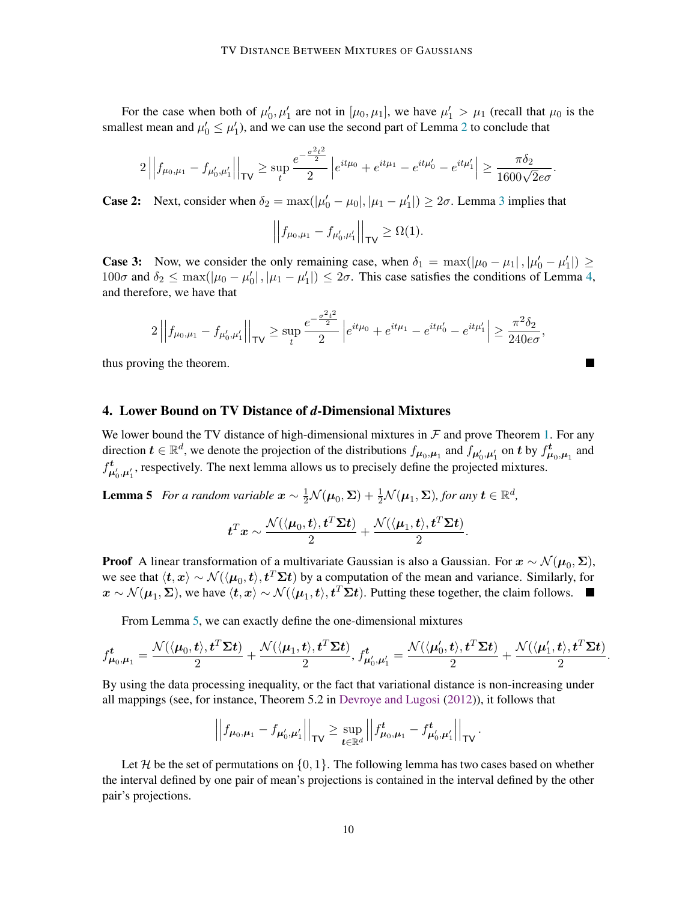For the case when both of $\mu_0', \mu_1'$ are not in $[\mu_0, \mu_1]$, we have $\mu_1' > \mu_1$ (recall that $\mu_0$ is the smallest mean and $\mu_0' \leq \mu_1'$), and we can use the second part of Lemma 2 to conclude that

$$2\left|\left|f_{\mu_0,\mu_1} - f_{\mu_0',\mu_1'}\right|\right|_{\mathsf{TV}} \geq \sup_t \frac{e^{-\frac{\sigma^2 t^2}{2}}}{2}\left|e^{it\mu_0} + e^{it\mu_1} - e^{it\mu_0'} - e^{it\mu_1'}\right| \geq \frac{\pi\delta_2}{1600\sqrt{2}e\sigma}.$$

**Case 2:** Next, consider when $\delta_2 = \max(|\mu_0' - \mu_0|, |\mu_1 - \mu_1'|) \geq 2\sigma$. Lemma 3 implies that

$$\left|\left|f_{\mu_0,\mu_1} - f_{\mu_0',\mu_1'}\right|\right|_{\mathsf{TV}} \geq \Omega(1).$$

**Case 3:** Now, we consider the only remaining case, when $\delta_1 = \max(|\mu_0 - \mu_1|, |\mu_0' - \mu_1'|) \geq 100\sigma$ and $\delta_2 \leq \max(|\mu_0 - \mu_0'|, |\mu_1 - \mu_1'|) \leq 2\sigma$. This case satisfies the conditions of Lemma 4, and therefore, we have that

$$2\left|\left|f_{\mu_0,\mu_1} - f_{\mu_0',\mu_1'}\right|\right|_{\mathsf{TV}} \geq \sup_t \frac{e^{-\frac{\sigma^2 t^2}{2}}}{2}\left|e^{it\mu_0} + e^{it\mu_1} - e^{it\mu_0'} - e^{it\mu_1'}\right| \geq \frac{\pi^2\delta_2}{240e\sigma},$$

thus proving the theorem. ∎

## 4. Lower Bound on TV Distance of *d*-Dimensional Mixtures

We lower bound the TV distance of high-dimensional mixtures in $\mathcal{F}$ and prove Theorem 1. For any direction $\boldsymbol{t} \in \mathbb{R}^d$, we denote the projection of the distributions $f_{\boldsymbol{\mu}_0,\boldsymbol{\mu}_1}$ and $f_{\boldsymbol{\mu}_0',\boldsymbol{\mu}_1'}$ on $\boldsymbol{t}$ by $f^{\boldsymbol{t}}_{\boldsymbol{\mu}_0,\boldsymbol{\mu}_1}$ and $f^{\boldsymbol{t}}_{\boldsymbol{\mu}_0',\boldsymbol{\mu}_1'}$, respectively. The next lemma allows us to precisely define the projected mixtures.

**Lemma 5** *For a random variable $\boldsymbol{x} \sim \frac{1}{2}\mathcal{N}(\boldsymbol{\mu}_0, \boldsymbol{\Sigma}) + \frac{1}{2}\mathcal{N}(\boldsymbol{\mu}_1, \boldsymbol{\Sigma})$, for any $\boldsymbol{t} \in \mathbb{R}^d$,*

$$\boldsymbol{t}^T\boldsymbol{x} \sim \frac{\mathcal{N}(\langle\boldsymbol{\mu}_0, \boldsymbol{t}\rangle, \boldsymbol{t}^T\boldsymbol{\Sigma}\boldsymbol{t})}{2} + \frac{\mathcal{N}(\langle\boldsymbol{\mu}_1, \boldsymbol{t}\rangle, \boldsymbol{t}^T\boldsymbol{\Sigma}\boldsymbol{t})}{2}.$$

**Proof** A linear transformation of a multivariate Gaussian is also a Gaussian. For $\boldsymbol{x} \sim \mathcal{N}(\boldsymbol{\mu}_0, \boldsymbol{\Sigma})$, we see that $\langle\boldsymbol{t}, \boldsymbol{x}\rangle \sim \mathcal{N}(\langle\boldsymbol{\mu}_0, \boldsymbol{t}\rangle, \boldsymbol{t}^T\boldsymbol{\Sigma}\boldsymbol{t})$ by a computation of the mean and variance. Similarly, for $\boldsymbol{x} \sim \mathcal{N}(\boldsymbol{\mu}_1, \boldsymbol{\Sigma})$, we have $\langle\boldsymbol{t}, \boldsymbol{x}\rangle \sim \mathcal{N}(\langle\boldsymbol{\mu}_1, \boldsymbol{t}\rangle, \boldsymbol{t}^T\boldsymbol{\Sigma}\boldsymbol{t})$. Putting these together, the claim follows. ∎

From Lemma 5, we can exactly define the one-dimensional mixtures

$$f^{\boldsymbol{t}}_{\boldsymbol{\mu}_0,\boldsymbol{\mu}_1} = \frac{\mathcal{N}(\langle\boldsymbol{\mu}_0, \boldsymbol{t}\rangle, \boldsymbol{t}^T\boldsymbol{\Sigma}\boldsymbol{t})}{2} + \frac{\mathcal{N}(\langle\boldsymbol{\mu}_1, \boldsymbol{t}\rangle, \boldsymbol{t}^T\boldsymbol{\Sigma}\boldsymbol{t})}{2}, \; f^{\boldsymbol{t}}_{\boldsymbol{\mu}_0',\boldsymbol{\mu}_1'} = \frac{\mathcal{N}(\langle\boldsymbol{\mu}_0', \boldsymbol{t}\rangle, \boldsymbol{t}^T\boldsymbol{\Sigma}\boldsymbol{t})}{2} + \frac{\mathcal{N}(\langle\boldsymbol{\mu}_1', \boldsymbol{t}\rangle, \boldsymbol{t}^T\boldsymbol{\Sigma}\boldsymbol{t})}{2}.$$

By using the data processing inequality, or the fact that variational distance is non-increasing under all mappings (see, for instance, Theorem 5.2 in Devroye and Lugosi (2012)), it follows that

$$\left|\left|f_{\boldsymbol{\mu}_0,\boldsymbol{\mu}_1} - f_{\boldsymbol{\mu}_0',\boldsymbol{\mu}_1'}\right|\right|_{\mathsf{TV}} \geq \sup_{\boldsymbol{t} \in \mathbb{R}^d}\left|\left|f^{\boldsymbol{t}}_{\boldsymbol{\mu}_0,\boldsymbol{\mu}_1} - f^{\boldsymbol{t}}_{\boldsymbol{\mu}_0',\boldsymbol{\mu}_1'}\right|\right|_{\mathsf{TV}}.$$

Let $\mathcal{H}$ be the set of permutations on $\{0, 1\}$. The following lemma has two cases based on whether the interval defined by one pair of mean's projections is contained in the interval defined by the other pair's projections.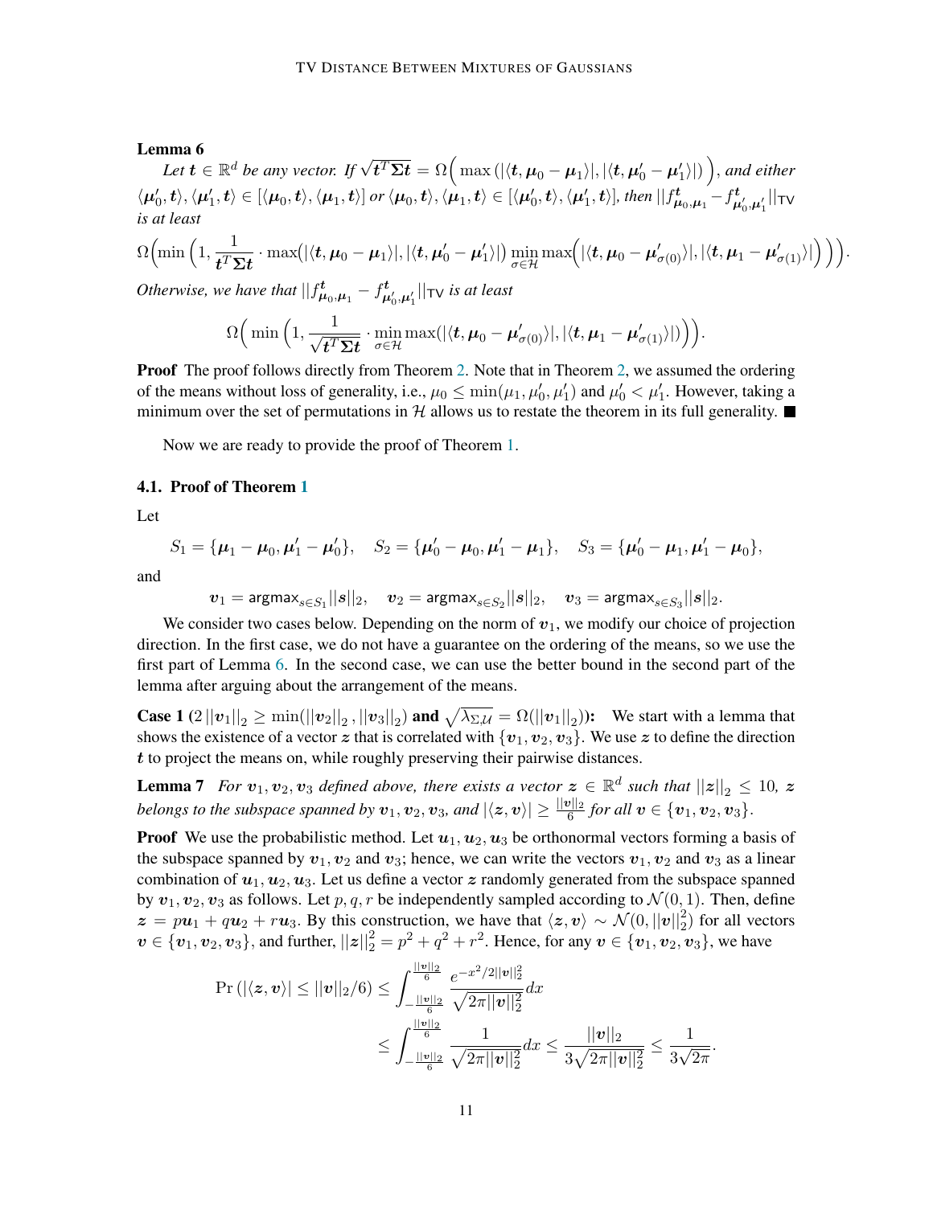**Lemma 6**

*Let $\boldsymbol{t} \in \mathbb{R}^d$ be any vector. If $\sqrt{\boldsymbol{t}^T \boldsymbol{\Sigma} \boldsymbol{t}} = \Omega\Big( \max\left(|\langle \boldsymbol{t}, \boldsymbol{\mu}_0 - \boldsymbol{\mu}_1 \rangle|, |\langle \boldsymbol{t}, \boldsymbol{\mu}'_0 - \boldsymbol{\mu}'_1 \rangle|\right) \Big)$, and either $\langle \boldsymbol{\mu}'_0, \boldsymbol{t} \rangle, \langle \boldsymbol{\mu}'_1, \boldsymbol{t} \rangle \in [\langle \boldsymbol{\mu}_0, \boldsymbol{t} \rangle, \langle \boldsymbol{\mu}_1, \boldsymbol{t} \rangle]$ or $\langle \boldsymbol{\mu}_0, \boldsymbol{t} \rangle, \langle \boldsymbol{\mu}_1, \boldsymbol{t} \rangle \in [\langle \boldsymbol{\mu}'_0, \boldsymbol{t} \rangle, \langle \boldsymbol{\mu}'_1, \boldsymbol{t} \rangle]$, then $||f^{\boldsymbol{t}}_{\boldsymbol{\mu}_0, \boldsymbol{\mu}_1} - f^{\boldsymbol{t}}_{\boldsymbol{\mu}'_0, \boldsymbol{\mu}'_1}||_{\mathsf{TV}}$ is at least*

$$\Omega\Big(\min\Big(1, \frac{1}{\boldsymbol{t}^T \boldsymbol{\Sigma} \boldsymbol{t}} \cdot \max\big(|\langle \boldsymbol{t}, \boldsymbol{\mu}_0 - \boldsymbol{\mu}_1 \rangle|, |\langle \boldsymbol{t}, \boldsymbol{\mu}'_0 - \boldsymbol{\mu}'_1 \rangle|\big) \min_{\sigma \in \mathcal{H}} \max\Big(|\langle \boldsymbol{t}, \boldsymbol{\mu}_0 - \boldsymbol{\mu}'_{\sigma(0)} \rangle|, |\langle \boldsymbol{t}, \boldsymbol{\mu}_1 - \boldsymbol{\mu}'_{\sigma(1)} \rangle|\Big)\Big)\Big).$$

*Otherwise, we have that $||f^{\boldsymbol{t}}_{\boldsymbol{\mu}_0, \boldsymbol{\mu}_1} - f^{\boldsymbol{t}}_{\boldsymbol{\mu}'_0, \boldsymbol{\mu}'_1}||_{\mathsf{TV}}$ is at least*

$$\Omega\Big(\min\Big(1, \frac{1}{\sqrt{\boldsymbol{t}^T \boldsymbol{\Sigma} \boldsymbol{t}}} \cdot \min_{\sigma \in \mathcal{H}} \max(|\langle \boldsymbol{t}, \boldsymbol{\mu}_0 - \boldsymbol{\mu}'_{\sigma(0)} \rangle|, |\langle \boldsymbol{t}, \boldsymbol{\mu}_1 - \boldsymbol{\mu}'_{\sigma(1)} \rangle|)\Big)\Big).$$

**Proof** The proof follows directly from Theorem 2. Note that in Theorem 2, we assumed the ordering of the means without loss of generality, i.e., $\mu_0 \leq \min(\mu_1, \mu'_0, \mu'_1)$ and $\mu'_0 < \mu'_1$. However, taking a minimum over the set of permutations in $\mathcal{H}$ allows us to restate the theorem in its full generality. ■

Now we are ready to provide the proof of Theorem 1.

### 4.1. Proof of Theorem 1

Let

$$S_1 = \{\boldsymbol{\mu}_1 - \boldsymbol{\mu}_0, \boldsymbol{\mu}'_1 - \boldsymbol{\mu}'_0\}, \quad S_2 = \{\boldsymbol{\mu}'_0 - \boldsymbol{\mu}_0, \boldsymbol{\mu}'_1 - \boldsymbol{\mu}_1\}, \quad S_3 = \{\boldsymbol{\mu}'_0 - \boldsymbol{\mu}_1, \boldsymbol{\mu}'_1 - \boldsymbol{\mu}_0\},$$

and

$$\boldsymbol{v}_1 = \mathsf{argmax}_{s \in S_1} ||\boldsymbol{s}||_2, \quad \boldsymbol{v}_2 = \mathsf{argmax}_{s \in S_2} ||\boldsymbol{s}||_2, \quad \boldsymbol{v}_3 = \mathsf{argmax}_{s \in S_3} ||\boldsymbol{s}||_2.$$

We consider two cases below. Depending on the norm of $\boldsymbol{v}_1$, we modify our choice of projection direction. In the first case, we do not have a guarantee on the ordering of the means, so we use the first part of Lemma 6. In the second case, we can use the better bound in the second part of the lemma after arguing about the arrangement of the means.

**Case 1 ($2\,||\boldsymbol{v}_1||_2 \geq \min(||\boldsymbol{v}_2||_2, ||\boldsymbol{v}_3||_2)$ and $\sqrt{\lambda_{\Sigma, \mathcal{U}}} = \Omega(||\boldsymbol{v}_1||_2)$):** We start with a lemma that shows the existence of a vector $\boldsymbol{z}$ that is correlated with $\{\boldsymbol{v}_1, \boldsymbol{v}_2, \boldsymbol{v}_3\}$. We use $\boldsymbol{z}$ to define the direction $\boldsymbol{t}$ to project the means on, while roughly preserving their pairwise distances.

**Lemma 7** *For $\boldsymbol{v}_1, \boldsymbol{v}_2, \boldsymbol{v}_3$ defined above, there exists a vector $\boldsymbol{z} \in \mathbb{R}^d$ such that $||\boldsymbol{z}||_2 \leq 10$, $\boldsymbol{z}$ belongs to the subspace spanned by $\boldsymbol{v}_1, \boldsymbol{v}_2, \boldsymbol{v}_3$, and $|\langle \boldsymbol{z}, \boldsymbol{v} \rangle| \geq \frac{||\boldsymbol{v}||_2}{6}$ for all $\boldsymbol{v} \in \{\boldsymbol{v}_1, \boldsymbol{v}_2, \boldsymbol{v}_3\}$.*

**Proof** We use the probabilistic method. Let $\boldsymbol{u}_1, \boldsymbol{u}_2, \boldsymbol{u}_3$ be orthonormal vectors forming a basis of the subspace spanned by $\boldsymbol{v}_1, \boldsymbol{v}_2$ and $\boldsymbol{v}_3$; hence, we can write the vectors $\boldsymbol{v}_1, \boldsymbol{v}_2$ and $\boldsymbol{v}_3$ as a linear combination of $\boldsymbol{u}_1, \boldsymbol{u}_2, \boldsymbol{u}_3$. Let us define a vector $\boldsymbol{z}$ randomly generated from the subspace spanned by $\boldsymbol{v}_1, \boldsymbol{v}_2, \boldsymbol{v}_3$ as follows. Let $p, q, r$ be independently sampled according to $\mathcal{N}(0, 1)$. Then, define $\boldsymbol{z} = p\boldsymbol{u}_1 + q\boldsymbol{u}_2 + r\boldsymbol{u}_3$. By this construction, we have that $\langle \boldsymbol{z}, \boldsymbol{v} \rangle \sim \mathcal{N}(0, ||\boldsymbol{v}||_2^2)$ for all vectors $\boldsymbol{v} \in \{\boldsymbol{v}_1, \boldsymbol{v}_2, \boldsymbol{v}_3\}$, and further, $||\boldsymbol{z}||_2^2 = p^2 + q^2 + r^2$. Hence, for any $\boldsymbol{v} \in \{\boldsymbol{v}_1, \boldsymbol{v}_2, \boldsymbol{v}_3\}$, we have

$$\begin{aligned}
\Pr\left(|\langle \boldsymbol{z}, \boldsymbol{v} \rangle| \leq ||\boldsymbol{v}||_2/6\right) &\leq \int_{-\frac{||\boldsymbol{v}||_2}{6}}^{\frac{||\boldsymbol{v}||_2}{6}} \frac{e^{-x^2/2||\boldsymbol{v}||_2^2}}{\sqrt{2\pi||\boldsymbol{v}||_2^2}} dx \\
&\leq \int_{-\frac{||\boldsymbol{v}||_2}{6}}^{\frac{||\boldsymbol{v}||_2}{6}} \frac{1}{\sqrt{2\pi||\boldsymbol{v}||_2^2}} dx \leq \frac{||\boldsymbol{v}||_2}{3\sqrt{2\pi||\boldsymbol{v}||_2^2}} \leq \frac{1}{3\sqrt{2\pi}}.
\end{aligned}$$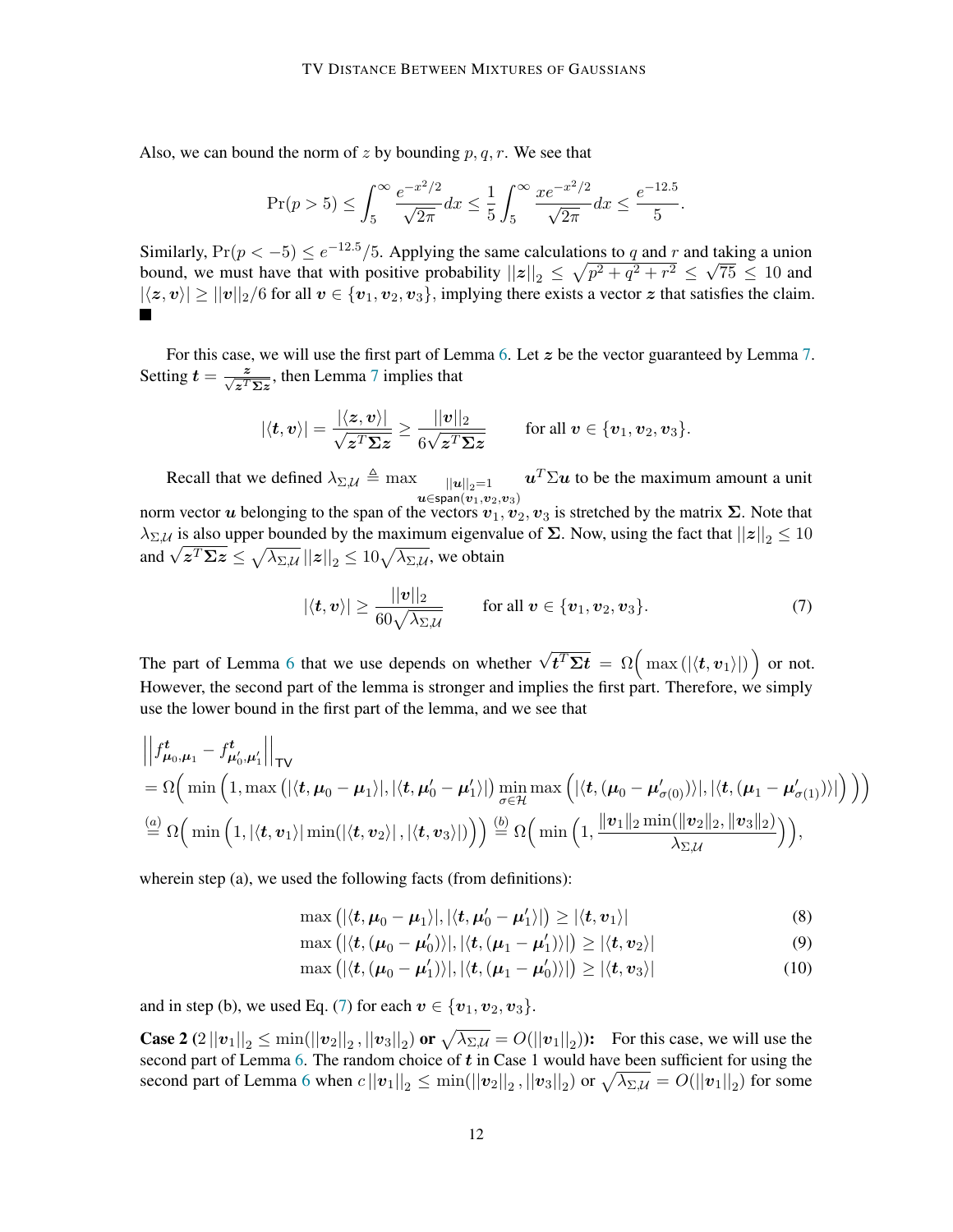Also, we can bound the norm of $z$ by bounding $p, q, r$. We see that

$$\Pr(p > 5) \leq \int_5^\infty \frac{e^{-x^2/2}}{\sqrt{2\pi}} dx \leq \frac{1}{5} \int_5^\infty \frac{x e^{-x^2/2}}{\sqrt{2\pi}} dx \leq \frac{e^{-12.5}}{5}.$$

Similarly, $\Pr(p < -5) \leq e^{-12.5}/5$. Applying the same calculations to $q$ and $r$ and taking a union bound, we must have that with positive probability $||\boldsymbol{z}||_2 \leq \sqrt{p^2 + q^2 + r^2} \leq \sqrt{75} \leq 10$ and $|\langle \boldsymbol{z}, \boldsymbol{v} \rangle| \geq ||\boldsymbol{v}||_2/6$ for all $\boldsymbol{v} \in \{\boldsymbol{v}_1, \boldsymbol{v}_2, \boldsymbol{v}_3\}$, implying there exists a vector $\boldsymbol{z}$ that satisfies the claim. ■

For this case, we will use the first part of Lemma 6. Let $\boldsymbol{z}$ be the vector guaranteed by Lemma 7. Setting $\boldsymbol{t} = \frac{\boldsymbol{z}}{\sqrt{\boldsymbol{z}^T \boldsymbol{\Sigma} \boldsymbol{z}}}$, then Lemma 7 implies that

$$|\langle \boldsymbol{t}, \boldsymbol{v} \rangle| = \frac{|\langle \boldsymbol{z}, \boldsymbol{v} \rangle|}{\sqrt{\boldsymbol{z}^T \boldsymbol{\Sigma} \boldsymbol{z}}} \geq \frac{||\boldsymbol{v}||_2}{6\sqrt{\boldsymbol{z}^T \boldsymbol{\Sigma} \boldsymbol{z}}} \qquad \text{for all } \boldsymbol{v} \in \{\boldsymbol{v}_1, \boldsymbol{v}_2, \boldsymbol{v}_3\}.$$

Recall that we defined $\lambda_{\Sigma,\mathcal{U}} \triangleq \max_{\substack{||\boldsymbol{u}||_2 = 1 \\ \boldsymbol{u} \in \mathsf{span}(\boldsymbol{v}_1, \boldsymbol{v}_2, \boldsymbol{v}_3)}} \boldsymbol{u}^T \Sigma \boldsymbol{u}$ to be the maximum amount a unit norm vector $\boldsymbol{u}$ belonging to the span of the vectors $\boldsymbol{v}_1, \boldsymbol{v}_2, \boldsymbol{v}_3$ is stretched by the matrix $\boldsymbol{\Sigma}$. Note that $\lambda_{\Sigma,\mathcal{U}}$ is also upper bounded by the maximum eigenvalue of $\boldsymbol{\Sigma}$. Now, using the fact that $||\boldsymbol{z}||_2 \leq 10$ and $\sqrt{\boldsymbol{z}^T \boldsymbol{\Sigma} \boldsymbol{z}} \leq \sqrt{\lambda_{\Sigma,\mathcal{U}}}\, ||\boldsymbol{z}||_2 \leq 10\sqrt{\lambda_{\Sigma,\mathcal{U}}}$, we obtain

$$|\langle \boldsymbol{t}, \boldsymbol{v} \rangle| \geq \frac{||\boldsymbol{v}||_2}{60\sqrt{\lambda_{\Sigma,\mathcal{U}}}} \qquad \text{for all } \boldsymbol{v} \in \{\boldsymbol{v}_1, \boldsymbol{v}_2, \boldsymbol{v}_3\}. \tag{7}$$

The part of Lemma 6 that we use depends on whether $\sqrt{\boldsymbol{t}^T \boldsymbol{\Sigma} \boldsymbol{t}} = \Omega\Big(\max\left(|\langle \boldsymbol{t}, \boldsymbol{v}_1 \rangle|\right)\Big)$ or not. However, the second part of the lemma is stronger and implies the first part. Therefore, we simply use the lower bound in the first part of the lemma, and we see that

$$\begin{aligned}
&\left|\left|f^{\boldsymbol{t}}_{\boldsymbol{\mu}_0, \boldsymbol{\mu}_1} - f^{\boldsymbol{t}}_{\boldsymbol{\mu}'_0, \boldsymbol{\mu}'_1}\right|\right|_{\mathsf{TV}} \\
&= \Omega\Big(\min\Big(1, \max\left(|\langle \boldsymbol{t}, \boldsymbol{\mu}_0 - \boldsymbol{\mu}_1 \rangle|, |\langle \boldsymbol{t}, \boldsymbol{\mu}'_0 - \boldsymbol{\mu}'_1 \rangle|\right) \min_{\sigma \in \mathcal{H}} \max\Big(|\langle \boldsymbol{t}, (\boldsymbol{\mu}_0 - \boldsymbol{\mu}'_{\sigma(0)}) \rangle|, |\langle \boldsymbol{t}, (\boldsymbol{\mu}_1 - \boldsymbol{\mu}'_{\sigma(1)}) \rangle|\Big)\Big)\Big) \\
&\overset{(a)}{=} \Omega\Big(\min\Big(1, |\langle \boldsymbol{t}, \boldsymbol{v}_1 \rangle| \min(|\langle \boldsymbol{t}, \boldsymbol{v}_2 \rangle|, |\langle \boldsymbol{t}, \boldsymbol{v}_3 \rangle|)\Big)\Big) \overset{(b)}{=} \Omega\Big(\min\Big(1, \frac{\|\boldsymbol{v}_1\|_2 \min(\|\boldsymbol{v}_2\|_2, \|\boldsymbol{v}_3\|_2)}{\lambda_{\Sigma,\mathcal{U}}}\Big)\Big),
\end{aligned}$$

wherein step (a), we used the following facts (from definitions):

$$\max\left(|\langle \boldsymbol{t}, \boldsymbol{\mu}_0 - \boldsymbol{\mu}_1 \rangle|, |\langle \boldsymbol{t}, \boldsymbol{\mu}'_0 - \boldsymbol{\mu}'_1 \rangle|\right) \geq |\langle \boldsymbol{t}, \boldsymbol{v}_1 \rangle| \tag{8}$$

$$\max\left(|\langle \boldsymbol{t}, (\boldsymbol{\mu}_0 - \boldsymbol{\mu}'_0) \rangle|, |\langle \boldsymbol{t}, (\boldsymbol{\mu}_1 - \boldsymbol{\mu}'_1) \rangle|\right) \geq |\langle \boldsymbol{t}, \boldsymbol{v}_2 \rangle| \tag{9}$$

$$\max\left(|\langle \boldsymbol{t}, (\boldsymbol{\mu}_0 - \boldsymbol{\mu}'_1) \rangle|, |\langle \boldsymbol{t}, (\boldsymbol{\mu}_1 - \boldsymbol{\mu}'_0) \rangle|\right) \geq |\langle \boldsymbol{t}, \boldsymbol{v}_3 \rangle| \tag{10}$$

and in step (b), we used Eq. (7) for each $\boldsymbol{v} \in \{\boldsymbol{v}_1, \boldsymbol{v}_2, \boldsymbol{v}_3\}$.

**Case 2 ($2\,||\boldsymbol{v}_1||_2 \leq \min(||\boldsymbol{v}_2||_2, ||\boldsymbol{v}_3||_2)$ or $\sqrt{\lambda_{\Sigma,\mathcal{U}}} = O(||\boldsymbol{v}_1||_2)$):** For this case, we will use the second part of Lemma 6. The random choice of $\boldsymbol{t}$ in Case 1 would have been sufficient for using the second part of Lemma 6 when $c\,||\boldsymbol{v}_1||_2 \leq \min(||\boldsymbol{v}_2||_2, ||\boldsymbol{v}_3||_2)$ or $\sqrt{\lambda_{\Sigma,\mathcal{U}}} = O(||\boldsymbol{v}_1||_2)$ for some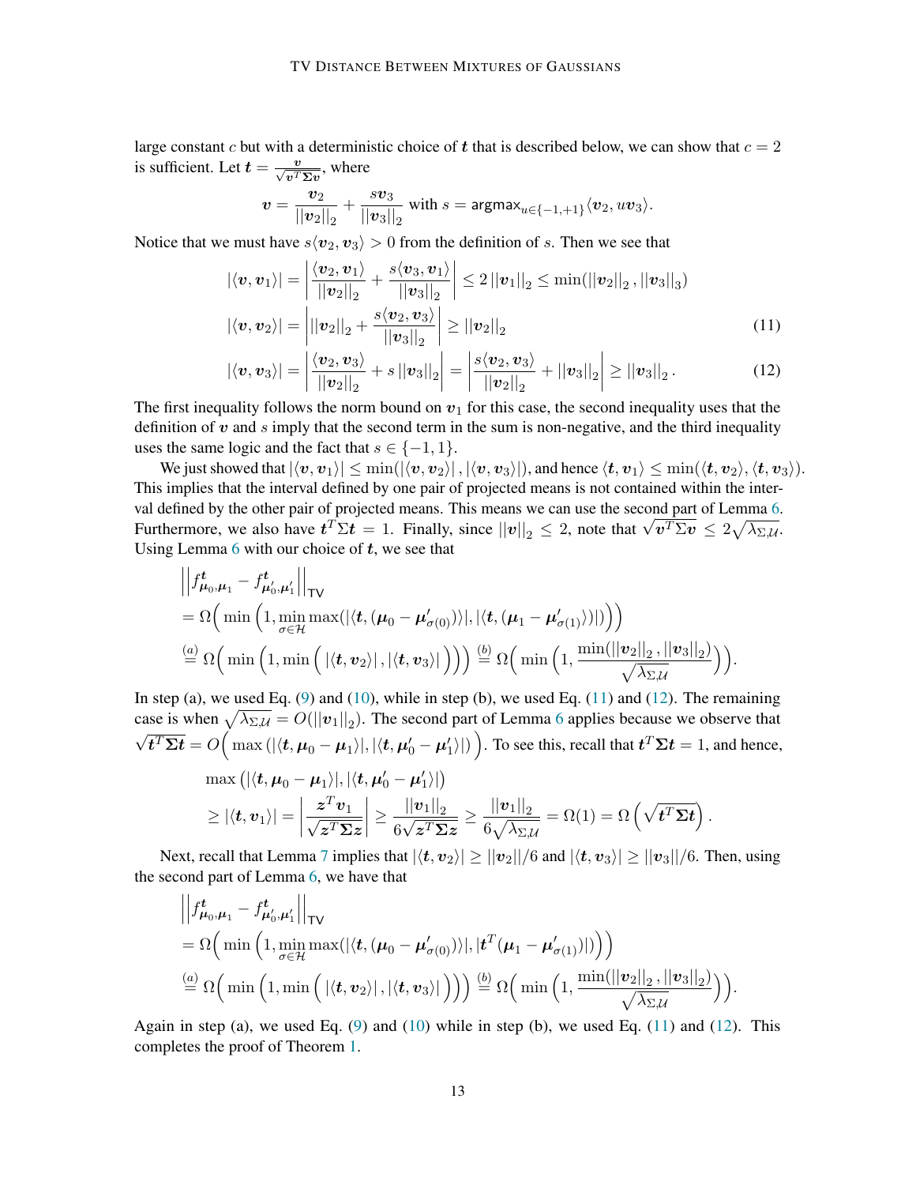large constant $c$ but with a deterministic choice of $\boldsymbol{t}$ that is described below, we can show that $c = 2$ is sufficient. Let $\boldsymbol{t} = \frac{\boldsymbol{v}}{\sqrt{\boldsymbol{v}^T \boldsymbol{\Sigma} \boldsymbol{v}}}$, where

$$\boldsymbol{v} = \frac{\boldsymbol{v}_2}{||\boldsymbol{v}_2||_2} + \frac{s\boldsymbol{v}_3}{||\boldsymbol{v}_3||_2} \text{ with } s = \mathsf{argmax}_{u \in \{-1,+1\}} \langle \boldsymbol{v}_2, u\boldsymbol{v}_3 \rangle.$$

Notice that we must have $s\langle \boldsymbol{v}_2, \boldsymbol{v}_3 \rangle > 0$ from the definition of $s$. Then we see that

$$|\langle \boldsymbol{v}, \boldsymbol{v}_1 \rangle| = \left| \frac{\langle \boldsymbol{v}_2, \boldsymbol{v}_1 \rangle}{||\boldsymbol{v}_2||_2} + \frac{s\langle \boldsymbol{v}_3, \boldsymbol{v}_1 \rangle}{||\boldsymbol{v}_3||_2} \right| \leq 2 \, ||\boldsymbol{v}_1||_2 \leq \min(||\boldsymbol{v}_2||_2 \, , ||\boldsymbol{v}_3||_3)$$

$$|\langle \boldsymbol{v}, \boldsymbol{v}_2 \rangle| = \left| ||\boldsymbol{v}_2||_2 + \frac{s\langle \boldsymbol{v}_2, \boldsymbol{v}_3 \rangle}{||\boldsymbol{v}_3||_2} \right| \geq ||\boldsymbol{v}_2||_2 \tag{11}$$

$$|\langle \boldsymbol{v}, \boldsymbol{v}_3 \rangle| = \left| \frac{\langle \boldsymbol{v}_2, \boldsymbol{v}_3 \rangle}{||\boldsymbol{v}_2||_2} + s \, ||\boldsymbol{v}_3||_2 \right| = \left| \frac{s\langle \boldsymbol{v}_2, \boldsymbol{v}_3 \rangle}{||\boldsymbol{v}_2||_2} + ||\boldsymbol{v}_3||_2 \right| \geq ||\boldsymbol{v}_3||_2 \, . \tag{12}$$

The first inequality follows the norm bound on $\boldsymbol{v}_1$ for this case, the second inequality uses that the definition of $\boldsymbol{v}$ and $s$ imply that the second term in the sum is non-negative, and the third inequality uses the same logic and the fact that $s \in \{-1, 1\}$.

We just showed that $|\langle \boldsymbol{v}, \boldsymbol{v}_1 \rangle| \leq \min(|\langle \boldsymbol{v}, \boldsymbol{v}_2 \rangle| \, , |\langle \boldsymbol{v}, \boldsymbol{v}_3 \rangle|)$, and hence $\langle \boldsymbol{t}, \boldsymbol{v}_1 \rangle \leq \min(\langle \boldsymbol{t}, \boldsymbol{v}_2 \rangle, \langle \boldsymbol{t}, \boldsymbol{v}_3 \rangle)$. This implies that the interval defined by one pair of projected means is not contained within the interval defined by the other pair of projected means. This means we can use the second part of Lemma 6. Furthermore, we also have $\boldsymbol{t}^T \Sigma \boldsymbol{t} = 1$. Finally, since $||\boldsymbol{v}||_2 \leq 2$, note that $\sqrt{\boldsymbol{v}^T \Sigma \boldsymbol{v}} \leq 2\sqrt{\lambda_{\Sigma,\mathcal{U}}}$. Using Lemma 6 with our choice of $\boldsymbol{t}$, we see that

$$\begin{aligned}
&\left|\left| f^{\boldsymbol{t}}_{\boldsymbol{\mu}_0, \boldsymbol{\mu}_1} - f^{\boldsymbol{t}}_{\boldsymbol{\mu}'_0, \boldsymbol{\mu}'_1} \right|\right|_{\mathsf{TV}} \\
&= \Omega\Big( \min \Big( 1, \min_{\sigma \in \mathcal{H}} \max(|\langle \boldsymbol{t}, (\boldsymbol{\mu}_0 - \boldsymbol{\mu}'_{\sigma(0)}) \rangle|, |\langle \boldsymbol{t}, (\boldsymbol{\mu}_1 - \boldsymbol{\mu}'_{\sigma(1)}) \rangle|) \Big) \Big) \\
&\overset{(a)}{=} \Omega\Big( \min \Big( 1, \min \Big( \, |\langle \boldsymbol{t}, \boldsymbol{v}_2 \rangle| \, , |\langle \boldsymbol{t}, \boldsymbol{v}_3 \rangle| \Big) \Big) \Big) \overset{(b)}{=} \Omega\Big( \min \Big( 1, \frac{\min(||\boldsymbol{v}_2||_2 \, , ||\boldsymbol{v}_3||_2)}{\sqrt{\lambda_{\Sigma,\mathcal{U}}}} \Big) \Big).
\end{aligned}$$

In step (a), we used Eq. (9) and (10), while in step (b), we used Eq. (11) and (12). The remaining case is when $\sqrt{\lambda_{\Sigma,\mathcal{U}}} = O(||\boldsymbol{v}_1||_2)$. The second part of Lemma 6 applies because we observe that $\sqrt{\boldsymbol{t}^T \boldsymbol{\Sigma} \boldsymbol{t}} = O\Big( \max \left( |\langle \boldsymbol{t}, \boldsymbol{\mu}_0 - \boldsymbol{\mu}_1 \rangle|, |\langle \boldsymbol{t}, \boldsymbol{\mu}'_0 - \boldsymbol{\mu}'_1 \rangle| \right) \Big)$. To see this, recall that $\boldsymbol{t}^T \boldsymbol{\Sigma} \boldsymbol{t} = 1$, and hence,

$$\begin{aligned}
&\max \left( |\langle \boldsymbol{t}, \boldsymbol{\mu}_0 - \boldsymbol{\mu}_1 \rangle|, |\langle \boldsymbol{t}, \boldsymbol{\mu}'_0 - \boldsymbol{\mu}'_1 \rangle| \right) \\
&\geq |\langle \boldsymbol{t}, \boldsymbol{v}_1 \rangle| = \left| \frac{\boldsymbol{z}^T \boldsymbol{v}_1}{\sqrt{\boldsymbol{z}^T \boldsymbol{\Sigma} \boldsymbol{z}}} \right| \geq \frac{||\boldsymbol{v}_1||_2}{6\sqrt{\boldsymbol{z}^T \boldsymbol{\Sigma} \boldsymbol{z}}} \geq \frac{||\boldsymbol{v}_1||_2}{6\sqrt{\lambda_{\Sigma,\mathcal{U}}}} = \Omega(1) = \Omega\left( \sqrt{\boldsymbol{t}^T \boldsymbol{\Sigma} \boldsymbol{t}} \right).
\end{aligned}$$

Next, recall that Lemma 7 implies that $|\langle \boldsymbol{t}, \boldsymbol{v}_2 \rangle| \geq ||\boldsymbol{v}_2||/6$ and $|\langle \boldsymbol{t}, \boldsymbol{v}_3 \rangle| \geq ||\boldsymbol{v}_3||/6$. Then, using the second part of Lemma 6, we have that

$$\begin{aligned}
&\left|\left| f^{\boldsymbol{t}}_{\boldsymbol{\mu}_0, \boldsymbol{\mu}_1} - f^{\boldsymbol{t}}_{\boldsymbol{\mu}'_0, \boldsymbol{\mu}'_1} \right|\right|_{\mathsf{TV}} \\
&= \Omega\Big( \min \Big( 1, \min_{\sigma \in \mathcal{H}} \max(|\langle \boldsymbol{t}, (\boldsymbol{\mu}_0 - \boldsymbol{\mu}'_{\sigma(0)}) \rangle|, |\boldsymbol{t}^T (\boldsymbol{\mu}_1 - \boldsymbol{\mu}'_{\sigma(1)})|) \Big) \Big) \\
&\overset{(a)}{=} \Omega\Big( \min \Big( 1, \min \Big( \, |\langle \boldsymbol{t}, \boldsymbol{v}_2 \rangle| \, , |\langle \boldsymbol{t}, \boldsymbol{v}_3 \rangle| \Big) \Big) \Big) \overset{(b)}{=} \Omega\Big( \min \Big( 1, \frac{\min(||\boldsymbol{v}_2||_2 \, , ||\boldsymbol{v}_3||_2)}{\sqrt{\lambda_{\Sigma,\mathcal{U}}}} \Big) \Big).
\end{aligned}$$

Again in step (a), we used Eq. (9) and (10) while in step (b), we used Eq. (11) and (12). This completes the proof of Theorem 1.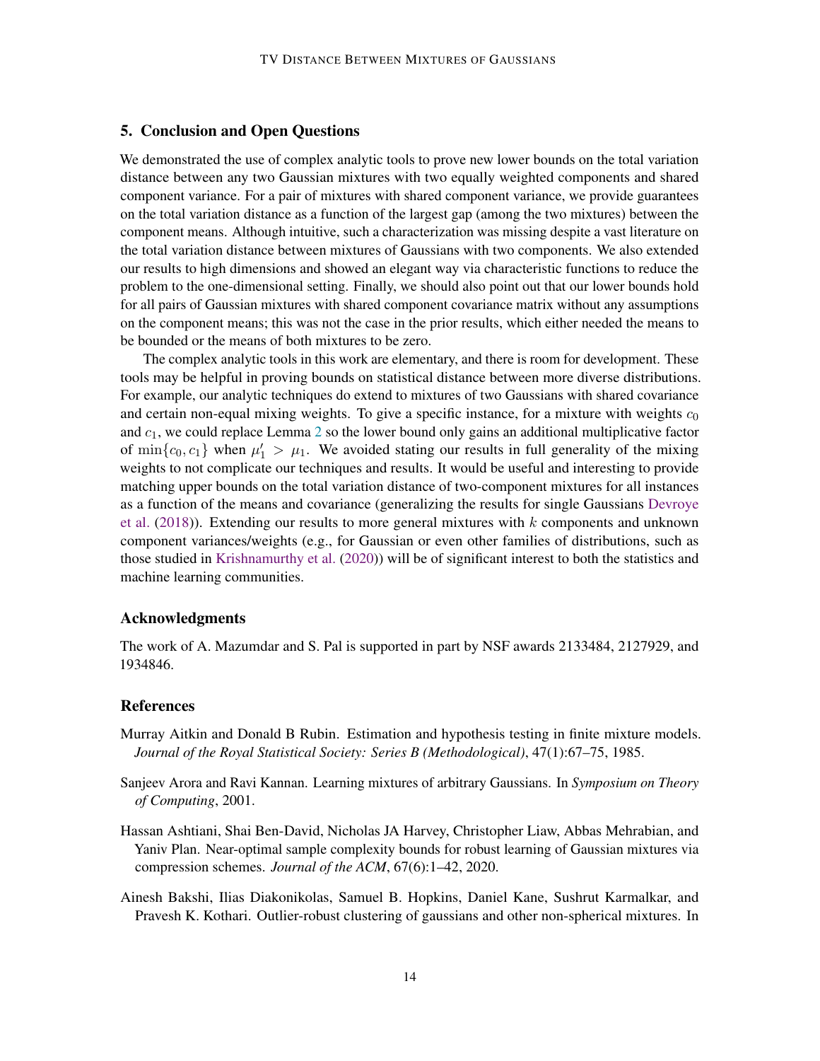## 5. Conclusion and Open Questions

We demonstrated the use of complex analytic tools to prove new lower bounds on the total variation distance between any two Gaussian mixtures with two equally weighted components and shared component variance. For a pair of mixtures with shared component variance, we provide guarantees on the total variation distance as a function of the largest gap (among the two mixtures) between the component means. Although intuitive, such a characterization was missing despite a vast literature on the total variation distance between mixtures of Gaussians with two components. We also extended our results to high dimensions and showed an elegant way via characteristic functions to reduce the problem to the one-dimensional setting. Finally, we should also point out that our lower bounds hold for all pairs of Gaussian mixtures with shared component covariance matrix without any assumptions on the component means; this was not the case in the prior results, which either needed the means to be bounded or the means of both mixtures to be zero.

The complex analytic tools in this work are elementary, and there is room for development. These tools may be helpful in proving bounds on statistical distance between more diverse distributions. For example, our analytic techniques do extend to mixtures of two Gaussians with shared covariance and certain non-equal mixing weights. To give a specific instance, for a mixture with weights $c_0$ and $c_1$, we could replace Lemma 2 so the lower bound only gains an additional multiplicative factor of $\min\{c_0, c_1\}$ when $\mu_1' > \mu_1$. We avoided stating our results in full generality of the mixing weights to not complicate our techniques and results. It would be useful and interesting to provide matching upper bounds on the total variation distance of two-component mixtures for all instances as a function of the means and covariance (generalizing the results for single Gaussians Devroye et al. (2018)). Extending our results to more general mixtures with $k$ components and unknown component variances/weights (e.g., for Gaussian or even other families of distributions, such as those studied in Krishnamurthy et al. (2020)) will be of significant interest to both the statistics and machine learning communities.

## Acknowledgments

The work of A. Mazumdar and S. Pal is supported in part by NSF awards 2133484, 2127929, and 1934846.

## References

Murray Aitkin and Donald B Rubin. Estimation and hypothesis testing in finite mixture models. *Journal of the Royal Statistical Society: Series B (Methodological)*, 47(1):67–75, 1985.

Sanjeev Arora and Ravi Kannan. Learning mixtures of arbitrary Gaussians. In *Symposium on Theory of Computing*, 2001.

Hassan Ashtiani, Shai Ben-David, Nicholas JA Harvey, Christopher Liaw, Abbas Mehrabian, and Yaniv Plan. Near-optimal sample complexity bounds for robust learning of Gaussian mixtures via compression schemes. *Journal of the ACM*, 67(6):1–42, 2020.

Ainesh Bakshi, Ilias Diakonikolas, Samuel B. Hopkins, Daniel Kane, Sushrut Karmalkar, and Pravesh K. Kothari. Outlier-robust clustering of gaussians and other non-spherical mixtures. In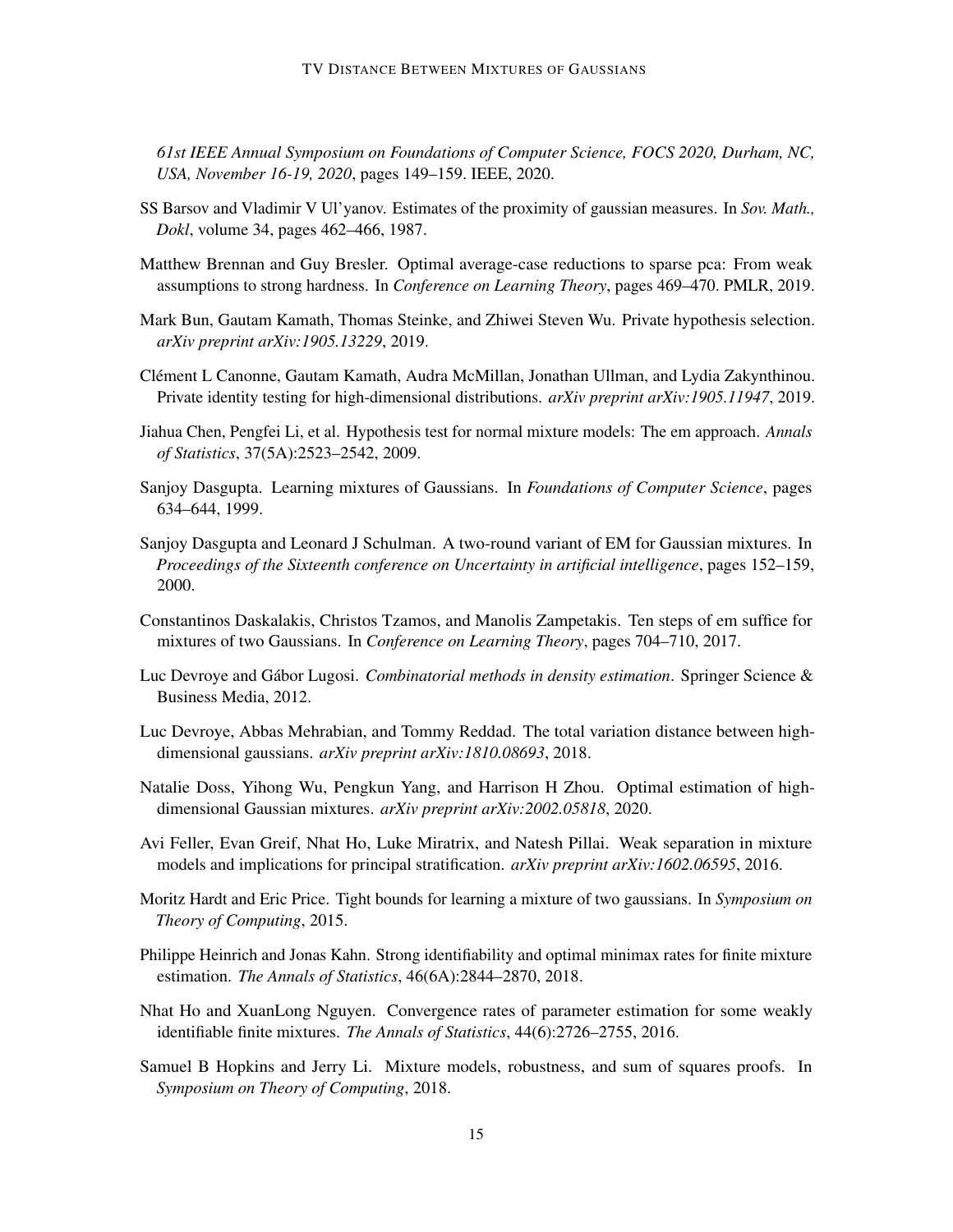*61st IEEE Annual Symposium on Foundations of Computer Science, FOCS 2020, Durham, NC, USA, November 16-19, 2020*, pages 149–159. IEEE, 2020.

SS Barsov and Vladimir V Ul'yanov. Estimates of the proximity of gaussian measures. In *Sov. Math., Dokl*, volume 34, pages 462–466, 1987.

Matthew Brennan and Guy Bresler. Optimal average-case reductions to sparse pca: From weak assumptions to strong hardness. In *Conference on Learning Theory*, pages 469–470. PMLR, 2019.

Mark Bun, Gautam Kamath, Thomas Steinke, and Zhiwei Steven Wu. Private hypothesis selection. *arXiv preprint arXiv:1905.13229*, 2019.

Clément L Canonne, Gautam Kamath, Audra McMillan, Jonathan Ullman, and Lydia Zakynthinou. Private identity testing for high-dimensional distributions. *arXiv preprint arXiv:1905.11947*, 2019.

Jiahua Chen, Pengfei Li, et al. Hypothesis test for normal mixture models: The em approach. *Annals of Statistics*, 37(5A):2523–2542, 2009.

Sanjoy Dasgupta. Learning mixtures of Gaussians. In *Foundations of Computer Science*, pages 634–644, 1999.

Sanjoy Dasgupta and Leonard J Schulman. A two-round variant of EM for Gaussian mixtures. In *Proceedings of the Sixteenth conference on Uncertainty in artificial intelligence*, pages 152–159, 2000.

Constantinos Daskalakis, Christos Tzamos, and Manolis Zampetakis. Ten steps of em suffice for mixtures of two Gaussians. In *Conference on Learning Theory*, pages 704–710, 2017.

Luc Devroye and Gábor Lugosi. *Combinatorial methods in density estimation*. Springer Science & Business Media, 2012.

Luc Devroye, Abbas Mehrabian, and Tommy Reddad. The total variation distance between high-dimensional gaussians. *arXiv preprint arXiv:1810.08693*, 2018.

Natalie Doss, Yihong Wu, Pengkun Yang, and Harrison H Zhou. Optimal estimation of high-dimensional Gaussian mixtures. *arXiv preprint arXiv:2002.05818*, 2020.

Avi Feller, Evan Greif, Nhat Ho, Luke Miratrix, and Natesh Pillai. Weak separation in mixture models and implications for principal stratification. *arXiv preprint arXiv:1602.06595*, 2016.

Moritz Hardt and Eric Price. Tight bounds for learning a mixture of two gaussians. In *Symposium on Theory of Computing*, 2015.

Philippe Heinrich and Jonas Kahn. Strong identifiability and optimal minimax rates for finite mixture estimation. *The Annals of Statistics*, 46(6A):2844–2870, 2018.

Nhat Ho and XuanLong Nguyen. Convergence rates of parameter estimation for some weakly identifiable finite mixtures. *The Annals of Statistics*, 44(6):2726–2755, 2016.

Samuel B Hopkins and Jerry Li. Mixture models, robustness, and sum of squares proofs. In *Symposium on Theory of Computing*, 2018.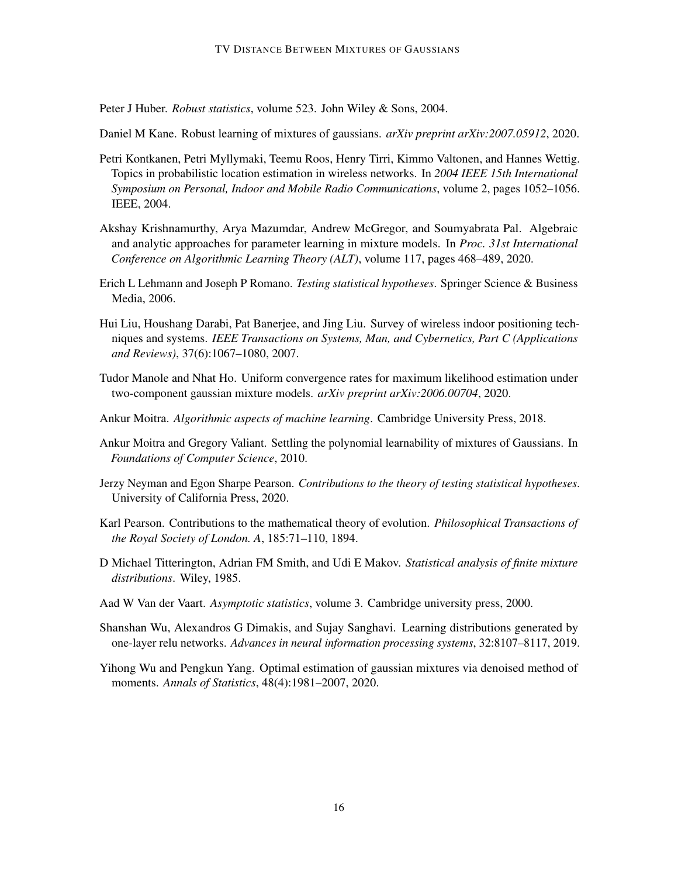Peter J Huber. *Robust statistics*, volume 523. John Wiley & Sons, 2004.

Daniel M Kane. Robust learning of mixtures of gaussians. *arXiv preprint arXiv:2007.05912*, 2020.

Petri Kontkanen, Petri Myllymaki, Teemu Roos, Henry Tirri, Kimmo Valtonen, and Hannes Wettig. Topics in probabilistic location estimation in wireless networks. In *2004 IEEE 15th International Symposium on Personal, Indoor and Mobile Radio Communications*, volume 2, pages 1052–1056. IEEE, 2004.

Akshay Krishnamurthy, Arya Mazumdar, Andrew McGregor, and Soumyabrata Pal. Algebraic and analytic approaches for parameter learning in mixture models. In *Proc. 31st International Conference on Algorithmic Learning Theory (ALT)*, volume 117, pages 468–489, 2020.

Erich L Lehmann and Joseph P Romano. *Testing statistical hypotheses*. Springer Science & Business Media, 2006.

Hui Liu, Houshang Darabi, Pat Banerjee, and Jing Liu. Survey of wireless indoor positioning techniques and systems. *IEEE Transactions on Systems, Man, and Cybernetics, Part C (Applications and Reviews)*, 37(6):1067–1080, 2007.

Tudor Manole and Nhat Ho. Uniform convergence rates for maximum likelihood estimation under two-component gaussian mixture models. *arXiv preprint arXiv:2006.00704*, 2020.

Ankur Moitra. *Algorithmic aspects of machine learning*. Cambridge University Press, 2018.

Ankur Moitra and Gregory Valiant. Settling the polynomial learnability of mixtures of Gaussians. In *Foundations of Computer Science*, 2010.

Jerzy Neyman and Egon Sharpe Pearson. *Contributions to the theory of testing statistical hypotheses*. University of California Press, 2020.

Karl Pearson. Contributions to the mathematical theory of evolution. *Philosophical Transactions of the Royal Society of London. A*, 185:71–110, 1894.

D Michael Titterington, Adrian FM Smith, and Udi E Makov. *Statistical analysis of finite mixture distributions*. Wiley, 1985.

Aad W Van der Vaart. *Asymptotic statistics*, volume 3. Cambridge university press, 2000.

Shanshan Wu, Alexandros G Dimakis, and Sujay Sanghavi. Learning distributions generated by one-layer relu networks. *Advances in neural information processing systems*, 32:8107–8117, 2019.

Yihong Wu and Pengkun Yang. Optimal estimation of gaussian mixtures via denoised method of moments. *Annals of Statistics*, 48(4):1981–2007, 2020.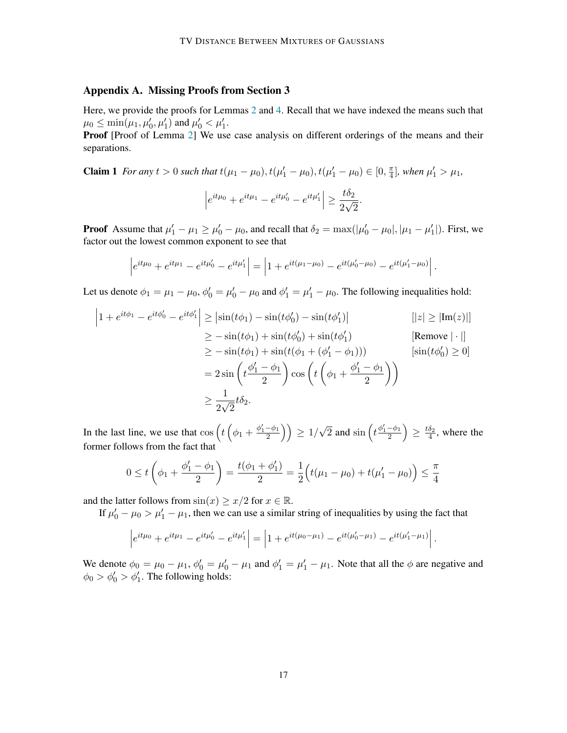## Appendix A. Missing Proofs from Section 3

Here, we provide the proofs for Lemmas 2 and 4. Recall that we have indexed the means such that $\mu_0 \le \min(\mu_1, \mu_0', \mu_1')$ and $\mu_0' < \mu_1'$.

**Proof** [Proof of Lemma 2] We use case analysis on different orderings of the means and their separations.

**Claim 1** *For any $t > 0$ such that $t(\mu_1 - \mu_0), t(\mu_1' - \mu_0), t(\mu_1' - \mu_0) \in [0, \frac{\pi}{4}]$, when $\mu_1' > \mu_1$,*

$$\left| e^{it\mu_0} + e^{it\mu_1} - e^{it\mu_0'} - e^{it\mu_1'} \right| \ge \frac{t\delta_2}{2\sqrt{2}}.$$

**Proof** Assume that $\mu_1' - \mu_1 \ge \mu_0' - \mu_0$, and recall that $\delta_2 = \max(|\mu_0' - \mu_0|, |\mu_1 - \mu_1'|)$. First, we factor out the lowest common exponent to see that

$$\left| e^{it\mu_0} + e^{it\mu_1} - e^{it\mu_0'} - e^{it\mu_1'} \right| = \left| 1 + e^{it(\mu_1 - \mu_0)} - e^{it(\mu_0' - \mu_0)} - e^{it(\mu_1' - \mu_0)} \right|.$$

Let us denote $\phi_1 = \mu_1 - \mu_0$, $\phi_0' = \mu_0' - \mu_0$ and $\phi_1' = \mu_1' - \mu_0$. The following inequalities hold:

$$\begin{aligned}
\left| 1 + e^{it\phi_1} - e^{it\phi_0'} - e^{it\phi_1'} \right| &\ge \left| \sin(t\phi_1) - \sin(t\phi_0') - \sin(t\phi_1') \right| && [|z| \ge |\mathrm{Im}(z)|] \\
&\ge -\sin(t\phi_1) + \sin(t\phi_0') + \sin(t\phi_1') && [\text{Remove } |\cdot|] \\
&\ge -\sin(t\phi_1) + \sin(t(\phi_1 + (\phi_1' - \phi_1))) && [\sin(t\phi_0') \ge 0] \\
&= 2\sin\left(t\frac{\phi_1' - \phi_1}{2}\right)\cos\left(t\left(\phi_1 + \frac{\phi_1' - \phi_1}{2}\right)\right) \\
&\ge \frac{1}{2\sqrt{2}} t\delta_2.
\end{aligned}$$

In the last line, we use that $\cos\left(t\left(\phi_1 + \frac{\phi_1' - \phi_1}{2}\right)\right) \ge 1/\sqrt{2}$ and $\sin\left(t\frac{\phi_1' - \phi_1}{2}\right) \ge \frac{t\delta_2}{4}$, where the former follows from the fact that

$$0 \le t\left(\phi_1 + \frac{\phi_1' - \phi_1}{2}\right) = \frac{t(\phi_1 + \phi_1')}{2} = \frac{1}{2}\Big(t(\mu_1 - \mu_0) + t(\mu_1' - \mu_0)\Big) \le \frac{\pi}{4}$$

and the latter follows from $\sin(x) \ge x/2$ for $x \in \mathbb{R}$.

If $\mu_0' - \mu_0 > \mu_1' - \mu_1$, then we can use a similar string of inequalities by using the fact that

$$\left| e^{it\mu_0} + e^{it\mu_1} - e^{it\mu_0'} - e^{it\mu_1'} \right| = \left| 1 + e^{it(\mu_0 - \mu_1)} - e^{it(\mu_0' - \mu_1)} - e^{it(\mu_1' - \mu_1)} \right|.$$

We denote $\phi_0 = \mu_0 - \mu_1$, $\phi_0' = \mu_0' - \mu_1$ and $\phi_1' = \mu_1' - \mu_1$. Note that all the $\phi$ are negative and $\phi_0 > \phi_0' > \phi_1'$. The following holds: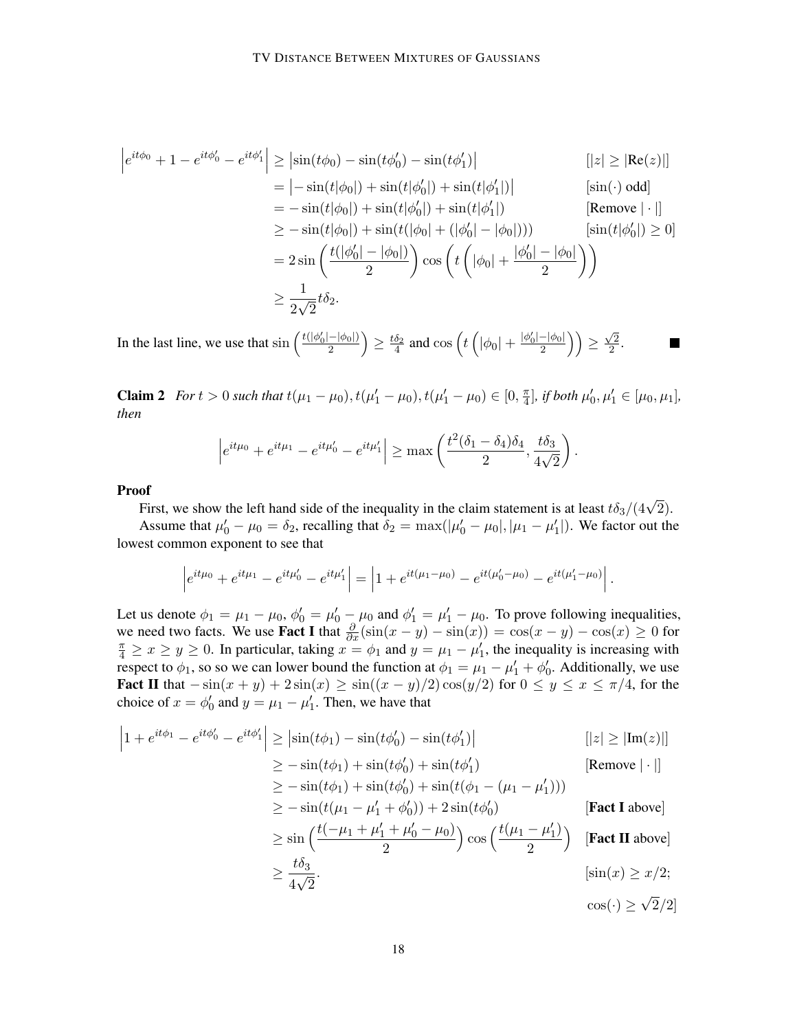$$
\begin{aligned}
\left|e^{it\phi_0} + 1 - e^{it\phi_0'} - e^{it\phi_1'}\right| &\geq \left|\sin(t\phi_0) - \sin(t\phi_0') - \sin(t\phi_1')\right| && [|z| \geq |\mathrm{Re}(z)|] \\
&= \left|-\sin(t|\phi_0|) + \sin(t|\phi_0'|) + \sin(t|\phi_1'|)\right| && [\sin(\cdot) \text{ odd}] \\
&= -\sin(t|\phi_0|) + \sin(t|\phi_0'|) + \sin(t|\phi_1'|) && [\text{Remove } |\cdot|] \\
&\geq -\sin(t|\phi_0|) + \sin(t(|\phi_0| + (|\phi_0'| - |\phi_0|))) && [\sin(t|\phi_0'|) \geq 0] \\
&= 2\sin\left(\frac{t(|\phi_0'| - |\phi_0|)}{2}\right)\cos\left(t\left(|\phi_0| + \frac{|\phi_0'| - |\phi_0|}{2}\right)\right) \\
&\geq \frac{1}{2\sqrt{2}} t\delta_2.
\end{aligned}
$$

In the last line, we use that $\sin\left(\frac{t(|\phi_0'|-|\phi_0|)}{2}\right) \geq \frac{t\delta_2}{4}$ and $\cos\left(t\left(|\phi_0| + \frac{|\phi_0'|-|\phi_0|}{2}\right)\right) \geq \frac{\sqrt{2}}{2}$. ∎

**Claim 2** *For $t > 0$ such that $t(\mu_1 - \mu_0), t(\mu_1' - \mu_0), t(\mu_1' - \mu_0) \in [0, \frac{\pi}{4}]$, if both $\mu_0', \mu_1' \in [\mu_0, \mu_1]$, then*

$$
\left|e^{it\mu_0} + e^{it\mu_1} - e^{it\mu_0'} - e^{it\mu_1'}\right| \geq \max\left(\frac{t^2(\delta_1 - \delta_4)\delta_4}{2}, \frac{t\delta_3}{4\sqrt{2}}\right).
$$

**Proof**

First, we show the left hand side of the inequality in the claim statement is at least $t\delta_3/(4\sqrt{2})$.

Assume that $\mu_0' - \mu_0 = \delta_2$, recalling that $\delta_2 = \max(|\mu_0' - \mu_0|, |\mu_1 - \mu_1'|)$. We factor out the lowest common exponent to see that

$$
\left|e^{it\mu_0} + e^{it\mu_1} - e^{it\mu_0'} - e^{it\mu_1'}\right| = \left|1 + e^{it(\mu_1 - \mu_0)} - e^{it(\mu_0' - \mu_0)} - e^{it(\mu_1' - \mu_0)}\right|.
$$

Let us denote $\phi_1 = \mu_1 - \mu_0$, $\phi_0' = \mu_0' - \mu_0$ and $\phi_1' = \mu_1' - \mu_0$. To prove following inequalities, we need two facts. We use **Fact I** that $\frac{\partial}{\partial x}(\sin(x - y) - \sin(x)) = \cos(x - y) - \cos(x) \geq 0$ for $\frac{\pi}{4} \geq x \geq y \geq 0$. In particular, taking $x = \phi_1$ and $y = \mu_1 - \mu_1'$, the inequality is increasing with respect to $\phi_1$, so so we can lower bound the function at $\phi_1 = \mu_1 - \mu_1' + \phi_0'$. Additionally, we use **Fact II** that $-\sin(x + y) + 2\sin(x) \geq \sin((x - y)/2)\cos(y/2)$ for $0 \leq y \leq x \leq \pi/4$, for the choice of $x = \phi_0'$ and $y = \mu_1 - \mu_1'$. Then, we have that

$$
\begin{aligned}
\left|1 + e^{it\phi_1} - e^{it\phi_0'} - e^{it\phi_1'}\right| &\geq \left|\sin(t\phi_1) - \sin(t\phi_0') - \sin(t\phi_1')\right| && [|z| \geq |\mathrm{Im}(z)|] \\
&\geq -\sin(t\phi_1) + \sin(t\phi_0') + \sin(t\phi_1') && [\text{Remove } |\cdot|] \\
&\geq -\sin(t\phi_1) + \sin(t\phi_0') + \sin(t(\phi_1 - (\mu_1 - \mu_1'))) \\
&\geq -\sin(t(\mu_1 - \mu_1' + \phi_0')) + 2\sin(t\phi_0') && [\textbf{Fact I} \text{ above}] \\
&\geq \sin\left(\frac{t(-\mu_1 + \mu_1' + \mu_0' - \mu_0)}{2}\right)\cos\left(\frac{t(\mu_1 - \mu_1')}{2}\right) && [\textbf{Fact II} \text{ above}] \\
&\geq \frac{t\delta_3}{4\sqrt{2}}. && [\sin(x) \geq x/2; \\
& && \cos(\cdot) \geq \sqrt{2}/2]
\end{aligned}
$$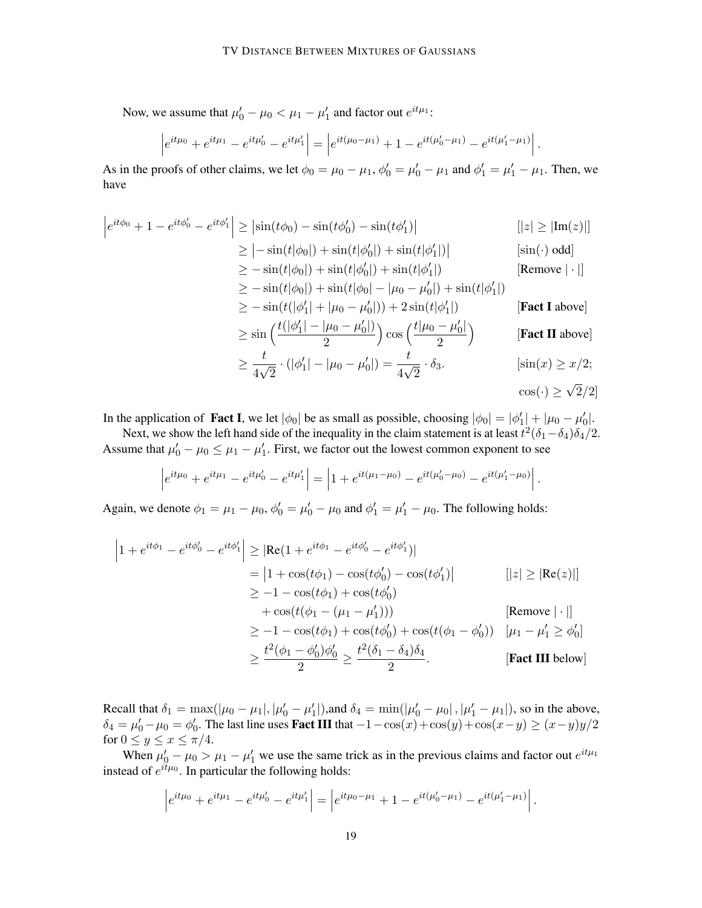Now, we assume that $\mu_0' - \mu_0 < \mu_1 - \mu_1'$ and factor out $e^{it\mu_1}$:

$$\left| e^{it\mu_0} + e^{it\mu_1} - e^{it\mu_0'} - e^{it\mu_1'} \right| = \left| e^{it(\mu_0 - \mu_1)} + 1 - e^{it(\mu_0' - \mu_1)} - e^{it(\mu_1' - \mu_1)} \right|.$$

As in the proofs of other claims, we let $\phi_0 = \mu_0 - \mu_1$, $\phi_0' = \mu_0' - \mu_1$ and $\phi_1' = \mu_1' - \mu_1$. Then, we have

$$\begin{aligned}
\left| e^{it\phi_0} + 1 - e^{it\phi_0'} - e^{it\phi_1'} \right| &\geq \left| \sin(t\phi_0) - \sin(t\phi_0') - \sin(t\phi_1') \right| && [|z| \geq |\mathrm{Im}(z)|] \\
&\geq \left| -\sin(t|\phi_0|) + \sin(t|\phi_0'|) + \sin(t|\phi_1'|) \right| && [\sin(\cdot) \text{ odd}] \\
&\geq -\sin(t|\phi_0|) + \sin(t|\phi_0'|) + \sin(t|\phi_1'|) && [\text{Remove } |\cdot|] \\
&\geq -\sin(t|\phi_0|) + \sin(t|\phi_0| - |\mu_0 - \mu_0'|) + \sin(t|\phi_1'|) \\
&\geq -\sin(t(|\phi_1'| + |\mu_0 - \mu_0'|)) + 2\sin(t|\phi_1'|) && [\textbf{Fact I} \text{ above}] \\
&\geq \sin\Big(\frac{t(|\phi_1'| - |\mu_0 - \mu_0'|)}{2}\Big) \cos\Big(\frac{t|\mu_0 - \mu_0'|}{2}\Big) && [\textbf{Fact II} \text{ above}] \\
&\geq \frac{t}{4\sqrt{2}} \cdot (|\phi_1'| - |\mu_0 - \mu_0'|) = \frac{t}{4\sqrt{2}} \cdot \delta_3. && [\sin(x) \geq x/2; \\
& && \cos(\cdot) \geq \sqrt{2}/2]
\end{aligned}$$

In the application of **Fact I**, we let $|\phi_0|$ be as small as possible, choosing $|\phi_0| = |\phi_1'| + |\mu_0 - \mu_0'|$.

Next, we show the left hand side of the inequality in the claim statement is at least $t^2(\delta_1 - \delta_4)\delta_4/2$. Assume that $\mu_0' - \mu_0 \leq \mu_1 - \mu_1'$. First, we factor out the lowest common exponent to see

$$\left| e^{it\mu_0} + e^{it\mu_1} - e^{it\mu_0'} - e^{it\mu_1'} \right| = \left| 1 + e^{it(\mu_1 - \mu_0)} - e^{it(\mu_0' - \mu_0)} - e^{it(\mu_1' - \mu_0)} \right|.$$

Again, we denote $\phi_1 = \mu_1 - \mu_0$, $\phi_0' = \mu_0' - \mu_0$ and $\phi_1' = \mu_1' - \mu_0$. The following holds:

$$\begin{aligned}
\left| 1 + e^{it\phi_1} - e^{it\phi_0'} - e^{it\phi_1'} \right| &\geq |\mathrm{Re}(1 + e^{it\phi_1} - e^{it\phi_0'} - e^{it\phi_1'})| \\
&= \left| 1 + \cos(t\phi_1) - \cos(t\phi_0') - \cos(t\phi_1') \right| && [|z| \geq |\mathrm{Re}(z)|] \\
&\geq -1 - \cos(t\phi_1) + \cos(t\phi_0') \\
&\quad + \cos(t(\phi_1 - (\mu_1 - \mu_1'))) && [\text{Remove } |\cdot|] \\
&\geq -1 - \cos(t\phi_1) + \cos(t\phi_0') + \cos(t(\phi_1 - \phi_0')) && [\mu_1 - \mu_1' \geq \phi_0'] \\
&\geq \frac{t^2(\phi_1 - \phi_0')\phi_0'}{2} \geq \frac{t^2(\delta_1 - \delta_4)\delta_4}{2}. && [\textbf{Fact III} \text{ below}]
\end{aligned}$$

Recall that $\delta_1 = \max(|\mu_0 - \mu_1|, |\mu_0' - \mu_1'|)$,and $\delta_4 = \min(|\mu_0' - \mu_0|, |\mu_1' - \mu_1|)$, so in the above, $\delta_4 = \mu_0' - \mu_0 = \phi_0'$. The last line uses **Fact III** that $-1 - \cos(x) + \cos(y) + \cos(x - y) \geq (x - y)y/2$ for $0 \leq y \leq x \leq \pi/4$.

When $\mu_0' - \mu_0 > \mu_1 - \mu_1'$ we use the same trick as in the previous claims and factor out $e^{it\mu_1}$ instead of $e^{it\mu_0}$. In particular the following holds:

$$\left| e^{it\mu_0} + e^{it\mu_1} - e^{it\mu_0'} - e^{it\mu_1'} \right| = \left| e^{it\mu_0 - \mu_1} + 1 - e^{it(\mu_0' - \mu_1)} - e^{it(\mu_1' - \mu_1)} \right|.$$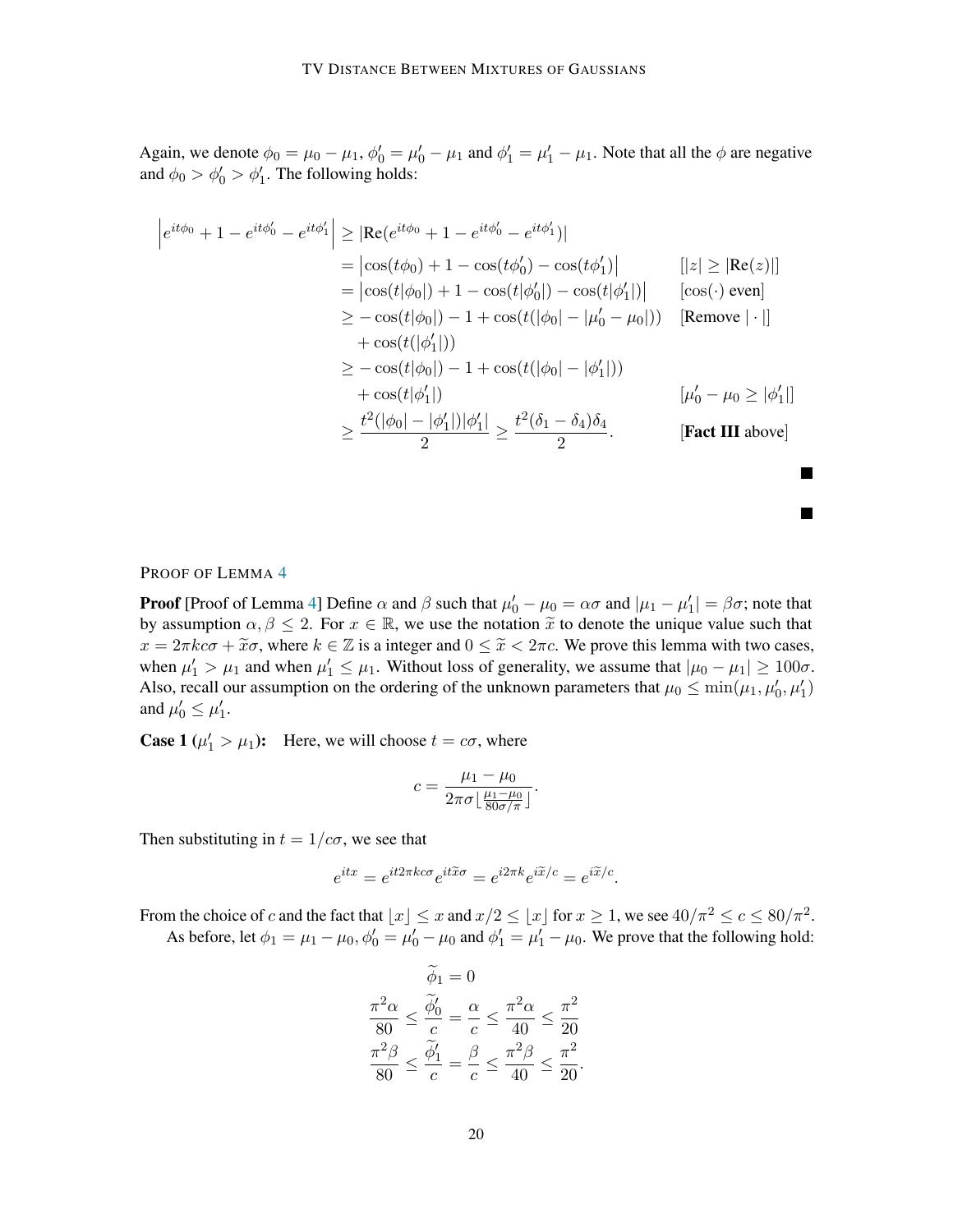Again, we denote $\phi_0 = \mu_0 - \mu_1$, $\phi_0' = \mu_0' - \mu_1$ and $\phi_1' = \mu_1' - \mu_1$. Note that all the $\phi$ are negative and $\phi_0 > \phi_0' > \phi_1'$. The following holds:

$$
\begin{aligned}
\left|e^{it\phi_0} + 1 - e^{it\phi_0'} - e^{it\phi_1'}\right| &\geq |\mathrm{Re}(e^{it\phi_0} + 1 - e^{it\phi_0'} - e^{it\phi_1'})| \\
&= \left|\cos(t\phi_0) + 1 - \cos(t\phi_0') - \cos(t\phi_1')\right| && [|z| \geq |\mathrm{Re}(z)|] \\
&= \left|\cos(t|\phi_0|) + 1 - \cos(t|\phi_0'|) - \cos(t|\phi_1'|)\right| && [\cos(\cdot) \text{ even}] \\
&\geq -\cos(t|\phi_0|) - 1 + \cos(t(|\phi_0| - |\mu_0' - \mu_0|)) && [\text{Remove } |\cdot|] \\
&\quad + \cos(t(|\phi_1'|)) \\
&\geq -\cos(t|\phi_0|) - 1 + \cos(t(|\phi_0| - |\phi_1'|)) \\
&\quad + \cos(t|\phi_1'|) && [\mu_0' - \mu_0 \geq |\phi_1'|] \\
&\geq \frac{t^2(|\phi_0| - |\phi_1'|)|\phi_1'|}{2} \geq \frac{t^2(\delta_1 - \delta_4)\delta_4}{2}. && [\textbf{Fact III} \text{ above}]
\end{aligned}
$$

■

■

PROOF OF LEMMA 4

**Proof** [Proof of Lemma 4] Define $\alpha$ and $\beta$ such that $\mu_0' - \mu_0 = \alpha\sigma$ and $|\mu_1 - \mu_1'| = \beta\sigma$; note that by assumption $\alpha, \beta \leq 2$. For $x \in \mathbb{R}$, we use the notation $\widetilde{x}$ to denote the unique value such that $x = 2\pi kc\sigma + \widetilde{x}\sigma$, where $k \in \mathbb{Z}$ is a integer and $0 \leq \widetilde{x} < 2\pi c$. We prove this lemma with two cases, when $\mu_1' > \mu_1$ and when $\mu_1' \leq \mu_1$. Without loss of generality, we assume that $|\mu_0 - \mu_1| \geq 100\sigma$. Also, recall our assumption on the ordering of the unknown parameters that $\mu_0 \leq \min(\mu_1, \mu_0', \mu_1')$ and $\mu_0' \leq \mu_1'$.

**Case 1** ($\mu_1' > \mu_1$)**:** Here, we will choose $t = c\sigma$, where

$$
c = \frac{\mu_1 - \mu_0}{2\pi\sigma\lfloor\frac{\mu_1 - \mu_0}{80\sigma/\pi}\rfloor}.
$$

Then substituting in $t = 1/c\sigma$, we see that

$$
e^{itx} = e^{it2\pi kc\sigma} e^{it\widetilde{x}\sigma} = e^{i2\pi k} e^{i\widetilde{x}/c} = e^{i\widetilde{x}/c}.
$$

From the choice of $c$ and the fact that $\lfloor x \rfloor \leq x$ and $x/2 \leq \lfloor x \rfloor$ for $x \geq 1$, we see $40/\pi^2 \leq c \leq 80/\pi^2$.

As before, let $\phi_1 = \mu_1 - \mu_0$, $\phi_0' = \mu_0' - \mu_0$ and $\phi_1' = \mu_1' - \mu_0$. We prove that the following hold:

$$
\begin{aligned}
\widetilde{\phi}_1 &= 0 \\
\frac{\pi^2\alpha}{80} \leq \frac{\widetilde{\phi}_0'}{c} &= \frac{\alpha}{c} \leq \frac{\pi^2\alpha}{40} \leq \frac{\pi^2}{20} \\
\frac{\pi^2\beta}{80} \leq \frac{\widetilde{\phi}_1'}{c} &= \frac{\beta}{c} \leq \frac{\pi^2\beta}{40} \leq \frac{\pi^2}{20}.
\end{aligned}
$$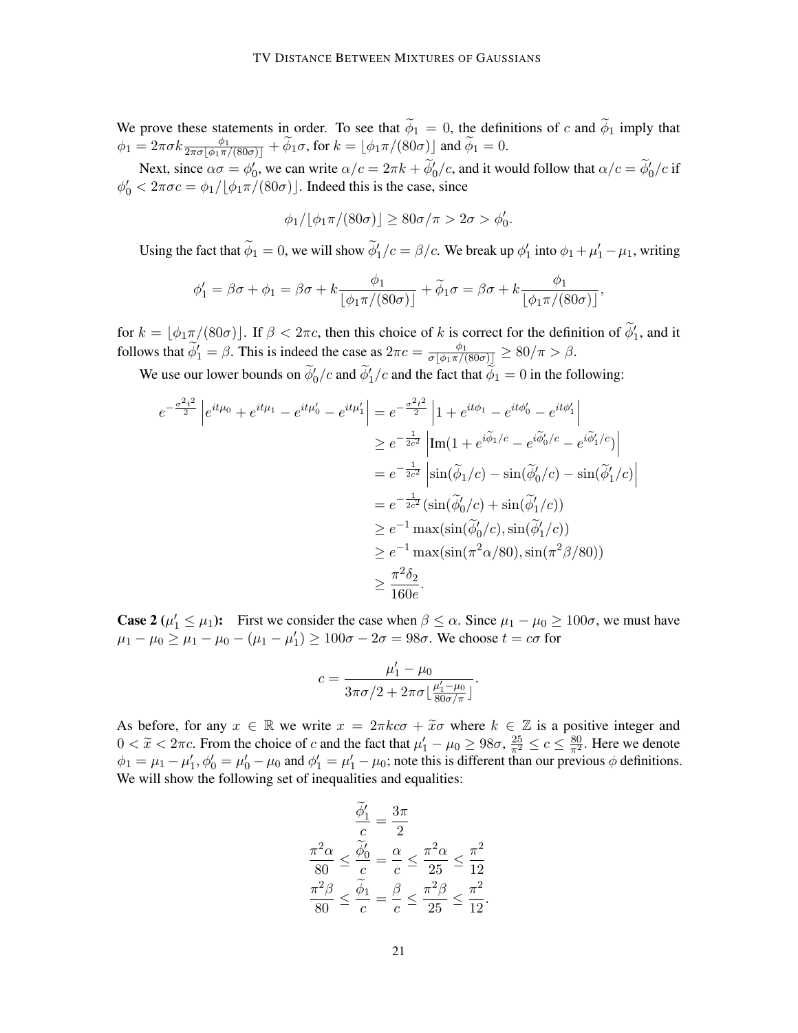We prove these statements in order. To see that $\widetilde{\phi}_1 = 0$, the definitions of $c$ and $\widetilde{\phi}_1$ imply that $\phi_1 = 2\pi\sigma k \frac{\phi_1}{2\pi\sigma\lfloor \phi_1\pi/(80\sigma)\rfloor} + \widetilde{\phi}_1\sigma$, for $k = \lfloor \phi_1\pi/(80\sigma)\rfloor$ and $\widetilde{\phi}_1 = 0$.

Next, since $\alpha\sigma = \phi_0'$, we can write $\alpha/c = 2\pi k + \widetilde{\phi}_0'/c$, and it would follow that $\alpha/c = \widetilde{\phi}_0'/c$ if $\phi_0' < 2\pi\sigma c = \phi_1/\lfloor \phi_1\pi/(80\sigma)\rfloor$. Indeed this is the case, since

$$\phi_1/\lfloor \phi_1\pi/(80\sigma)\rfloor \geq 80\sigma/\pi > 2\sigma > \phi_0'.$$

Using the fact that $\widetilde{\phi}_1 = 0$, we will show $\widetilde{\phi}_1'/c = \beta/c$. We break up $\phi_1'$ into $\phi_1 + \mu_1' - \mu_1$, writing

$$\phi_1' = \beta\sigma + \phi_1 = \beta\sigma + k\frac{\phi_1}{\lfloor \phi_1\pi/(80\sigma)\rfloor} + \widetilde{\phi}_1\sigma = \beta\sigma + k\frac{\phi_1}{\lfloor \phi_1\pi/(80\sigma)\rfloor},$$

for $k = \lfloor \phi_1\pi/(80\sigma)\rfloor$. If $\beta < 2\pi c$, then this choice of $k$ is correct for the definition of $\widetilde{\phi}_1'$, and it follows that $\widetilde{\phi}_1' = \beta$. This is indeed the case as $2\pi c = \frac{\phi_1}{\sigma\lfloor \phi_1\pi/(80\sigma)\rfloor} \geq 80/\pi > \beta$.

We use our lower bounds on $\widetilde{\phi}_0'/c$ and $\widetilde{\phi}_1'/c$ and the fact that $\widetilde{\phi}_1 = 0$ in the following:

$$\begin{aligned}
e^{-\frac{\sigma^2 t^2}{2}}\left|e^{it\mu_0} + e^{it\mu_1} - e^{it\mu_0'} - e^{it\mu_1'}\right| &= e^{-\frac{\sigma^2 t^2}{2}}\left|1 + e^{it\phi_1} - e^{it\phi_0'} - e^{it\phi_1'}\right| \\
&\geq e^{-\frac{1}{2c^2}}\left|\mathrm{Im}(1 + e^{i\widetilde{\phi}_1/c} - e^{i\widetilde{\phi}_0'/c} - e^{i\widetilde{\phi}_1'/c})\right| \\
&= e^{-\frac{1}{2c^2}}\left|\sin(\widetilde{\phi}_1/c) - \sin(\widetilde{\phi}_0'/c) - \sin(\widetilde{\phi}_1'/c)\right| \\
&= e^{-\frac{1}{2c^2}}(\sin(\widetilde{\phi}_0'/c) + \sin(\widetilde{\phi}_1'/c)) \\
&\geq e^{-1}\max(\sin(\widetilde{\phi}_0'/c), \sin(\widetilde{\phi}_1'/c)) \\
&\geq e^{-1}\max(\sin(\pi^2\alpha/80), \sin(\pi^2\beta/80)) \\
&\geq \frac{\pi^2\delta_2}{160e}.
\end{aligned}$$

**Case 2 ($\mu_1' \leq \mu_1$):** First we consider the case when $\beta \leq \alpha$. Since $\mu_1 - \mu_0 \geq 100\sigma$, we must have $\mu_1 - \mu_0 \geq \mu_1 - \mu_0 - (\mu_1 - \mu_1') \geq 100\sigma - 2\sigma = 98\sigma$. We choose $t = c\sigma$ for

$$c = \frac{\mu_1' - \mu_0}{3\pi\sigma/2 + 2\pi\sigma\lfloor \frac{\mu_1' - \mu_0}{80\sigma/\pi}\rfloor}.$$

As before, for any $x \in \mathbb{R}$ we write $x = 2\pi kc\sigma + \widetilde{x}\sigma$ where $k \in \mathbb{Z}$ is a positive integer and $0 < \widetilde{x} < 2\pi c$. From the choice of $c$ and the fact that $\mu_1' - \mu_0 \geq 98\sigma$, $\frac{25}{\pi^2} \leq c \leq \frac{80}{\pi^2}$. Here we denote $\phi_1 = \mu_1 - \mu_1'$, $\phi_0' = \mu_0' - \mu_0$ and $\phi_1' = \mu_1' - \mu_0$; note this is different than our previous $\phi$ definitions. We will show the following set of inequalities and equalities:

$$\begin{gathered}
\frac{\widetilde{\phi}_1'}{c} = \frac{3\pi}{2} \\
\frac{\pi^2\alpha}{80} \leq \frac{\widetilde{\phi}_0'}{c} = \frac{\alpha}{c} \leq \frac{\pi^2\alpha}{25} \leq \frac{\pi^2}{12} \\
\frac{\pi^2\beta}{80} \leq \frac{\widetilde{\phi}_1}{c} = \frac{\beta}{c} \leq \frac{\pi^2\beta}{25} \leq \frac{\pi^2}{12}.
\end{gathered}$$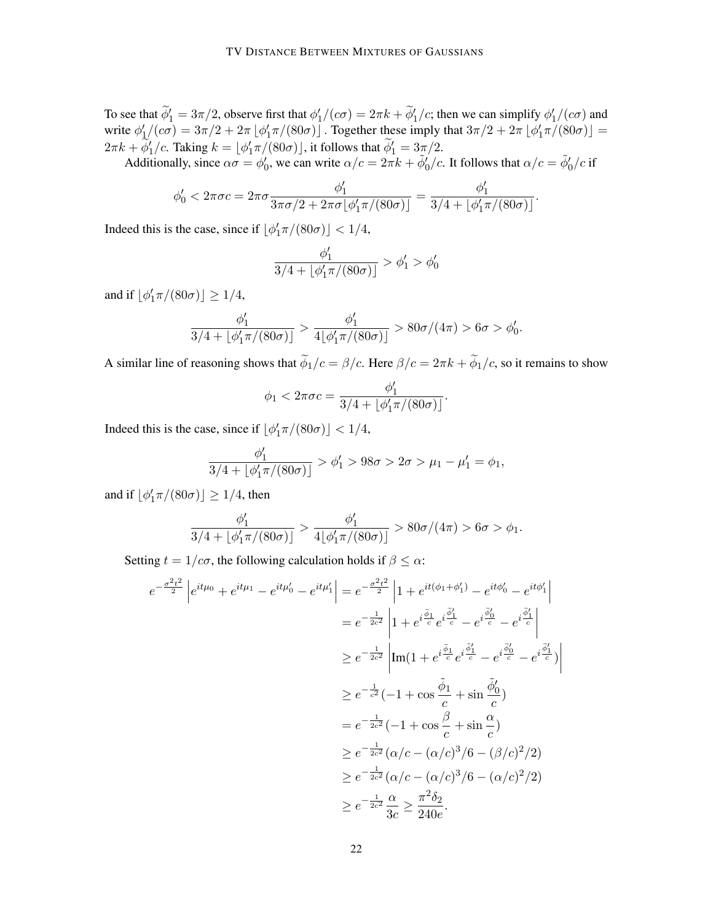To see that $\widetilde{\phi}_1' = 3\pi/2$, observe first that $\phi_1'/(c\sigma) = 2\pi k + \widetilde{\phi}_1'/c$; then we can simplify $\phi_1'/(c\sigma)$ and write $\phi_1'/(c\sigma) = 3\pi/2 + 2\pi \lfloor \phi_1' \pi/(80\sigma) \rfloor$ . Together these imply that $3\pi/2 + 2\pi \lfloor \phi_1'\pi/(80\sigma) \rfloor = 2\pi k + \widetilde{\phi}_1'/c$. Taking $k = \lfloor \phi_1'\pi/(80\sigma) \rfloor$, it follows that $\widetilde{\phi}_1' = 3\pi/2$.

Additionally, since $\alpha\sigma = \phi_0'$, we can write $\alpha/c = 2\pi k + \tilde{\phi}_0'/c$. It follows that $\alpha/c = \tilde{\phi}_0'/c$ if

$$\phi_0' < 2\pi\sigma c = 2\pi\sigma \frac{\phi_1'}{3\pi\sigma/2 + 2\pi\sigma \lfloor \phi_1'\pi/(80\sigma) \rfloor} = \frac{\phi_1'}{3/4 + \lfloor \phi_1'\pi/(80\sigma) \rfloor}.$$

Indeed this is the case, since if $\lfloor \phi_1'\pi/(80\sigma) \rfloor < 1/4$,

$$\frac{\phi_1'}{3/4 + \lfloor \phi_1'\pi/(80\sigma) \rfloor} > \phi_1' > \phi_0'$$

and if $\lfloor \phi_1'\pi/(80\sigma) \rfloor \geq 1/4$,

$$\frac{\phi_1'}{3/4 + \lfloor \phi_1'\pi/(80\sigma) \rfloor} > \frac{\phi_1'}{4\lfloor \phi_1'\pi/(80\sigma) \rfloor} > 80\sigma/(4\pi) > 6\sigma > \phi_0'.$$

A similar line of reasoning shows that $\widetilde{\phi}_1/c = \beta/c$. Here $\beta/c = 2\pi k + \widetilde{\phi}_1/c$, so it remains to show

$$\phi_1 < 2\pi\sigma c = \frac{\phi_1'}{3/4 + \lfloor \phi_1'\pi/(80\sigma) \rfloor}.$$

Indeed this is the case, since if $\lfloor \phi_1'\pi/(80\sigma) \rfloor < 1/4$,

$$\frac{\phi_1'}{3/4 + \lfloor \phi_1'\pi/(80\sigma) \rfloor} > \phi_1' > 98\sigma > 2\sigma > \mu_1 - \mu_1' = \phi_1,$$

and if $\lfloor \phi_1'\pi/(80\sigma) \rfloor \geq 1/4$, then

$$\frac{\phi_1'}{3/4 + \lfloor \phi_1'\pi/(80\sigma) \rfloor} > \frac{\phi_1'}{4\lfloor \phi_1'\pi/(80\sigma) \rfloor} > 80\sigma/(4\pi) > 6\sigma > \phi_1.$$

Setting $t = 1/c\sigma$, the following calculation holds if $\beta \leq \alpha$:

$$\begin{aligned}
e^{-\frac{\sigma^2 t^2}{2}} \left| e^{it\mu_0} + e^{it\mu_1} - e^{it\mu_0'} - e^{it\mu_1'} \right| &= e^{-\frac{\sigma^2 t^2}{2}} \left| 1 + e^{it(\phi_1 + \phi_1')} - e^{it\phi_0'} - e^{it\phi_1'} \right| \\
&= e^{-\frac{1}{2c^2}} \left| 1 + e^{i\frac{\tilde{\phi}_1}{c}} e^{i\frac{\tilde{\phi}_1'}{c}} - e^{i\frac{\tilde{\phi}_0'}{c}} - e^{i\frac{\tilde{\phi}_1'}{c}} \right| \\
&\geq e^{-\frac{1}{2c^2}} \left| \mathrm{Im}(1 + e^{i\frac{\tilde{\phi}_1}{c}} e^{i\frac{\tilde{\phi}_1'}{c}} - e^{i\frac{\tilde{\phi}_0'}{c}} - e^{i\frac{\tilde{\phi}_1'}{c}}) \right| \\
&\geq e^{-\frac{1}{c^2}} (-1 + \cos\frac{\tilde{\phi}_1}{c} + \sin\frac{\tilde{\phi}_0'}{c}) \\
&= e^{-\frac{1}{2c^2}} (-1 + \cos\frac{\beta}{c} + \sin\frac{\alpha}{c}) \\
&\geq e^{-\frac{1}{2c^2}} (\alpha/c - (\alpha/c)^3/6 - (\beta/c)^2/2) \\
&\geq e^{-\frac{1}{2c^2}} (\alpha/c - (\alpha/c)^3/6 - (\alpha/c)^2/2) \\
&\geq e^{-\frac{1}{2c^2}} \frac{\alpha}{3c} \geq \frac{\pi^2 \delta_2}{240e}.
\end{aligned}$$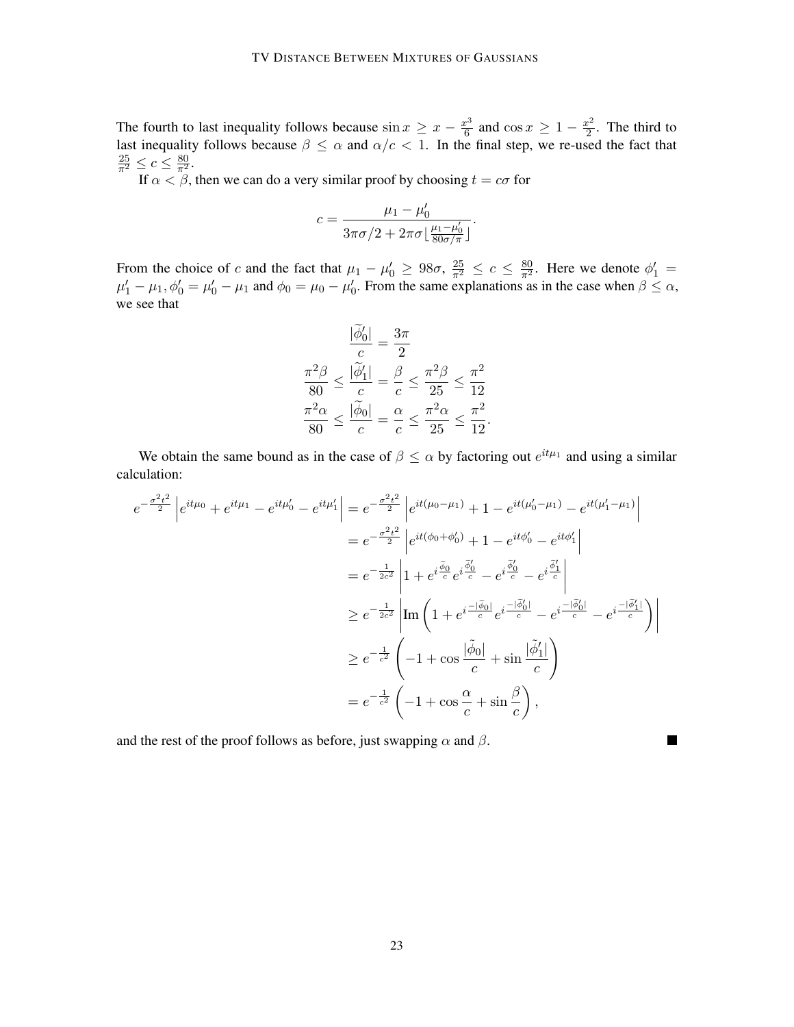The fourth to last inequality follows because $\sin x \geq x - \frac{x^3}{6}$ and $\cos x \geq 1 - \frac{x^2}{2}$. The third to last inequality follows because $\beta \leq \alpha$ and $\alpha/c < 1$. In the final step, we re-used the fact that $\frac{25}{\pi^2} \leq c \leq \frac{80}{\pi^2}$.

If $\alpha < \beta$, then we can do a very similar proof by choosing $t = c\sigma$ for

$$c = \frac{\mu_1 - \mu_0'}{3\pi\sigma/2 + 2\pi\sigma\lfloor \frac{\mu_1 - \mu_0'}{80\sigma/\pi} \rfloor}.$$

From the choice of $c$ and the fact that $\mu_1 - \mu_0' \geq 98\sigma$, $\frac{25}{\pi^2} \leq c \leq \frac{80}{\pi^2}$. Here we denote $\phi_1' = \mu_1' - \mu_1, \phi_0' = \mu_0' - \mu_1$ and $\phi_0 = \mu_0 - \mu_0'$. From the same explanations as in the case when $\beta \leq \alpha$, we see that

$$\begin{aligned}
\frac{|\widetilde{\phi}_0'|}{c} &= \frac{3\pi}{2} \\
\frac{\pi^2\beta}{80} \leq \frac{|\widetilde{\phi}_1'|}{c} &= \frac{\beta}{c} \leq \frac{\pi^2\beta}{25} \leq \frac{\pi^2}{12} \\
\frac{\pi^2\alpha}{80} \leq \frac{|\widetilde{\phi}_0|}{c} &= \frac{\alpha}{c} \leq \frac{\pi^2\alpha}{25} \leq \frac{\pi^2}{12}.
\end{aligned}$$

We obtain the same bound as in the case of $\beta \leq \alpha$ by factoring out $e^{it\mu_1}$ and using a similar calculation:

$$\begin{aligned}
e^{-\frac{\sigma^2 t^2}{2}} \left| e^{it\mu_0} + e^{it\mu_1} - e^{it\mu_0'} - e^{it\mu_1'} \right| &= e^{-\frac{\sigma^2 t^2}{2}} \left| e^{it(\mu_0 - \mu_1)} + 1 - e^{it(\mu_0' - \mu_1)} - e^{it(\mu_1' - \mu_1)} \right| \\
&= e^{-\frac{\sigma^2 t^2}{2}} \left| e^{it(\phi_0 + \phi_0')} + 1 - e^{it\phi_0'} - e^{it\phi_1'} \right| \\
&= e^{-\frac{1}{2c^2}} \left| 1 + e^{i\frac{\tilde{\phi}_0}{c}} e^{i\frac{\tilde{\phi}_0'}{c}} - e^{i\frac{\tilde{\phi}_0'}{c}} - e^{i\frac{\tilde{\phi}_1'}{c}} \right| \\
&\geq e^{-\frac{1}{2c^2}} \left| \operatorname{Im}\left( 1 + e^{i\frac{-|\tilde{\phi}_0|}{c}} e^{i\frac{-|\tilde{\phi}_0'|}{c}} - e^{i\frac{-|\tilde{\phi}_0'|}{c}} - e^{i\frac{-|\tilde{\phi}_1'|}{c}} \right) \right| \\
&\geq e^{-\frac{1}{c^2}} \left( -1 + \cos\frac{|\tilde{\phi}_0|}{c} + \sin\frac{|\tilde{\phi}_1'|}{c} \right) \\
&= e^{-\frac{1}{c^2}} \left( -1 + \cos\frac{\alpha}{c} + \sin\frac{\beta}{c} \right),
\end{aligned}$$

and the rest of the proof follows as before, just swapping $\alpha$ and $\beta$. ∎